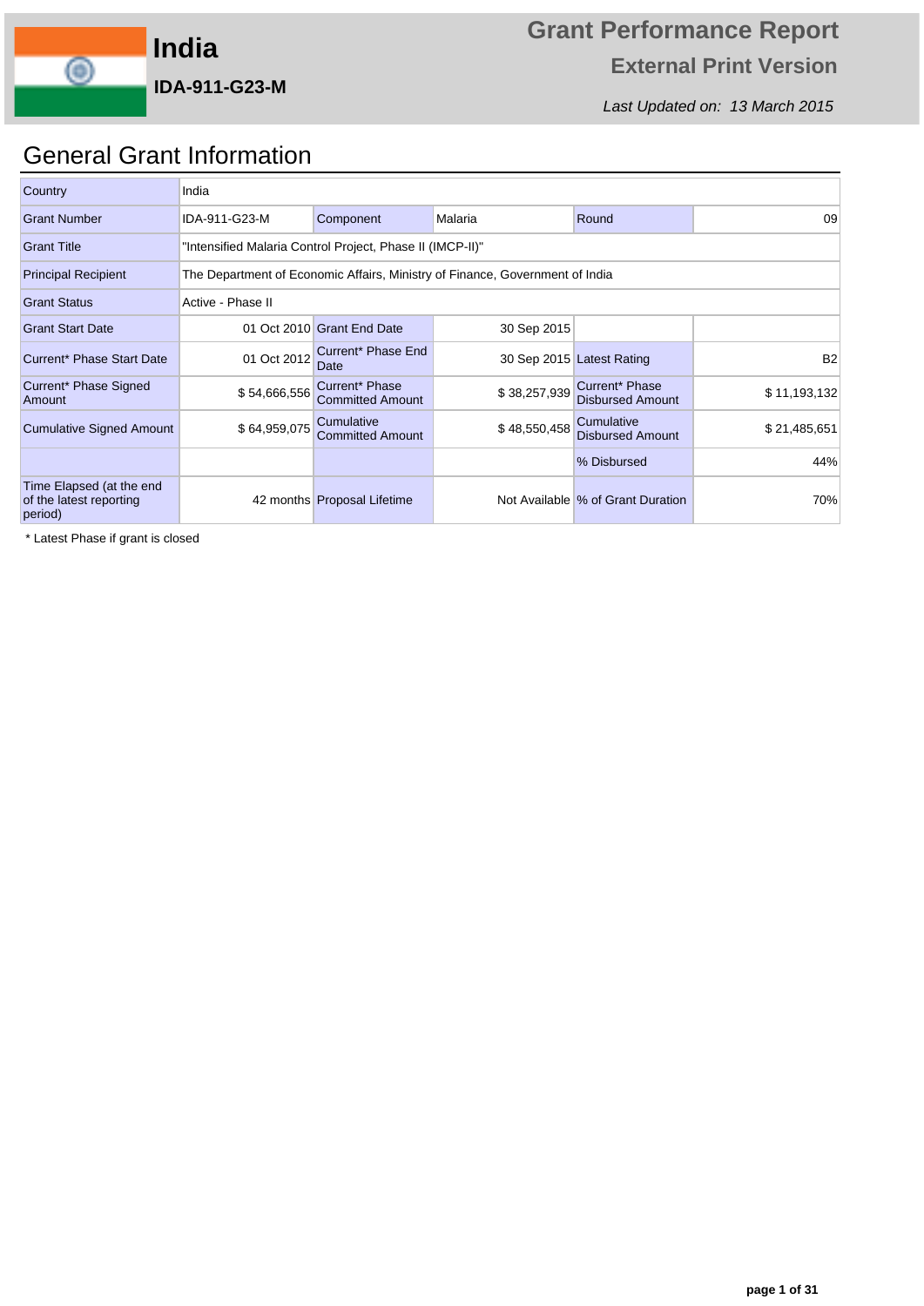# India

## IDA-911-G23-M

**Grant Performance Report**

**External Print Version**

*Last Updated on: 13 March 2015*

## General Grant Information

| | | | | | |
|---|---|---|---|---|---|
| Country | India | | | | |
| Grant Number | IDA-911-G23-M | Component | Malaria | Round | 09 |
| Grant Title | "Intensified Malaria Control Project, Phase II (IMCP-II)" | | | | |
| Principal Recipient | The Department of Economic Affairs, Ministry of Finance, Government of India | | | | |
| Grant Status | Active - Phase II | | | | |
| Grant Start Date | 01 Oct 2010 | Grant End Date | 30 Sep 2015 | | |
| Current* Phase Start Date | 01 Oct 2012 | Current* Phase End Date | 30 Sep 2015 | Latest Rating | B2 |
| Current* Phase Signed Amount | $ 54,666,556 | Current* Phase Committed Amount | $ 38,257,939 | Current* Phase Disbursed Amount | $ 11,193,132 |
| Cumulative Signed Amount | $ 64,959,075 | Cumulative Committed Amount | $ 48,550,458 | Cumulative Disbursed Amount | $ 21,485,651 |
| | | | | % Disbursed | 44% |
| Time Elapsed (at the end of the latest reporting period) | 42 months | Proposal Lifetime | Not Available | % of Grant Duration | 70% |

* Latest Phase if grant is closed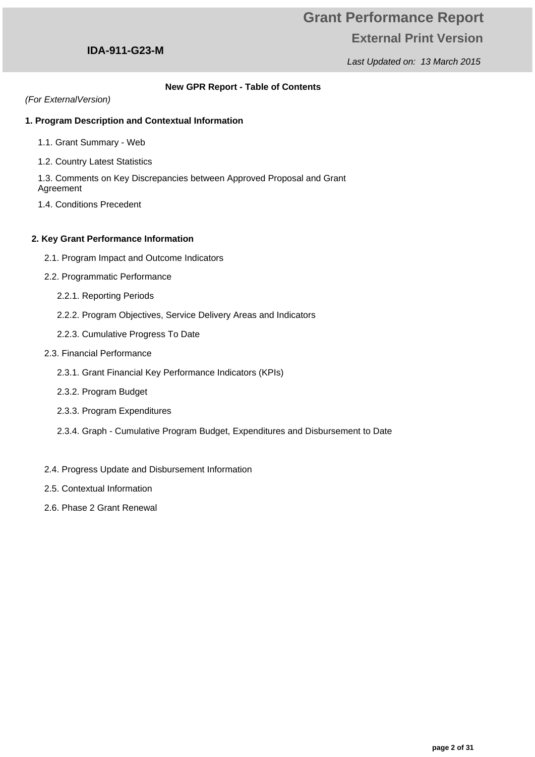# Grant Performance Report

## External Print Version

**IDA-911-G23-M**

*Last Updated on: 13 March 2015*

**New GPR Report - Table of Contents**

*(For ExternalVersion)*

**1. Program Description and Contextual Information**

- 1.1. Grant Summary - Web
- 1.2. Country Latest Statistics
- 1.3. Comments on Key Discrepancies between Approved Proposal and Grant Agreement
- 1.4. Conditions Precedent

**2. Key Grant Performance Information**

- 2.1. Program Impact and Outcome Indicators
- 2.2. Programmatic Performance
  - 2.2.1. Reporting Periods
  - 2.2.2. Program Objectives, Service Delivery Areas and Indicators
  - 2.2.3. Cumulative Progress To Date
- 2.3. Financial Performance
  - 2.3.1. Grant Financial Key Performance Indicators (KPIs)
  - 2.3.2. Program Budget
  - 2.3.3. Program Expenditures
  - 2.3.4. Graph - Cumulative Program Budget, Expenditures and Disbursement to Date
- 2.4. Progress Update and Disbursement Information
- 2.5. Contextual Information
- 2.6. Phase 2 Grant Renewal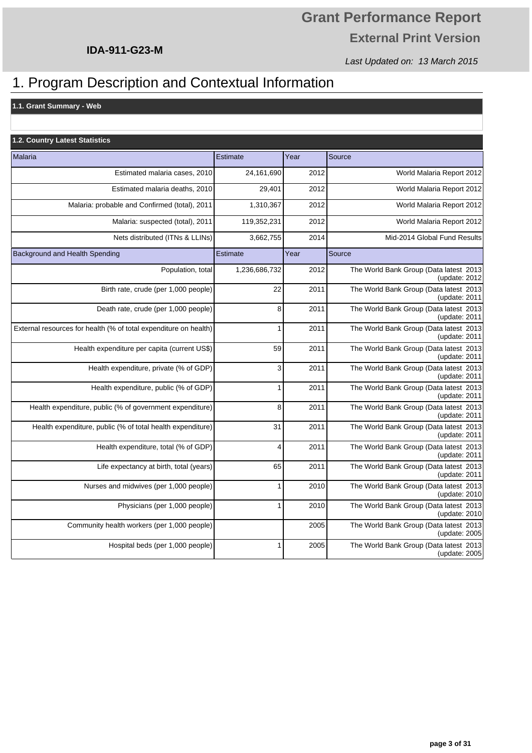# Grant Performance Report

## External Print Version

**IDA-911-G23-M**

*Last Updated on: 13 March 2015*

# 1. Program Description and Contextual Information

### 1.1. Grant Summary - Web

### 1.2. Country Latest Statistics

| Malaria | Estimate | Year | Source |
|---|---|---|---|
| Estimated malaria cases, 2010 | 24,161,690 | 2012 | World Malaria Report 2012 |
| Estimated malaria deaths, 2010 | 29,401 | 2012 | World Malaria Report 2012 |
| Malaria: probable and Confirmed (total), 2011 | 1,310,367 | 2012 | World Malaria Report 2012 |
| Malaria: suspected (total), 2011 | 119,352,231 | 2012 | World Malaria Report 2012 |
| Nets distributed (ITNs & LLINs) | 3,662,755 | 2014 | Mid-2014 Global Fund Results |
| **Background and Health Spending** | **Estimate** | **Year** | **Source** |
| Population, total | 1,236,686,732 | 2012 | The World Bank Group (Data latest 2013 (update: 2012 |
| Birth rate, crude (per 1,000 people) | 22 | 2011 | The World Bank Group (Data latest 2013 (update: 2011 |
| Death rate, crude (per 1,000 people) | 8 | 2011 | The World Bank Group (Data latest 2013 (update: 2011 |
| External resources for health (% of total expenditure on health) | 1 | 2011 | The World Bank Group (Data latest 2013 (update: 2011 |
| Health expenditure per capita (current US$) | 59 | 2011 | The World Bank Group (Data latest 2013 (update: 2011 |
| Health expenditure, private (% of GDP) | 3 | 2011 | The World Bank Group (Data latest 2013 (update: 2011 |
| Health expenditure, public (% of GDP) | 1 | 2011 | The World Bank Group (Data latest 2013 (update: 2011 |
| Health expenditure, public (% of government expenditure) | 8 | 2011 | The World Bank Group (Data latest 2013 (update: 2011 |
| Health expenditure, public (% of total health expenditure) | 31 | 2011 | The World Bank Group (Data latest 2013 (update: 2011 |
| Health expenditure, total (% of GDP) | 4 | 2011 | The World Bank Group (Data latest 2013 (update: 2011 |
| Life expectancy at birth, total (years) | 65 | 2011 | The World Bank Group (Data latest 2013 (update: 2011 |
| Nurses and midwives (per 1,000 people) | 1 | 2010 | The World Bank Group (Data latest 2013 (update: 2010 |
| Physicians (per 1,000 people) | 1 | 2010 | The World Bank Group (Data latest 2013 (update: 2010 |
| Community health workers (per 1,000 people) | | 2005 | The World Bank Group (Data latest 2013 (update: 2005 |
| Hospital beds (per 1,000 people) | 1 | 2005 | The World Bank Group (Data latest 2013 (update: 2005 |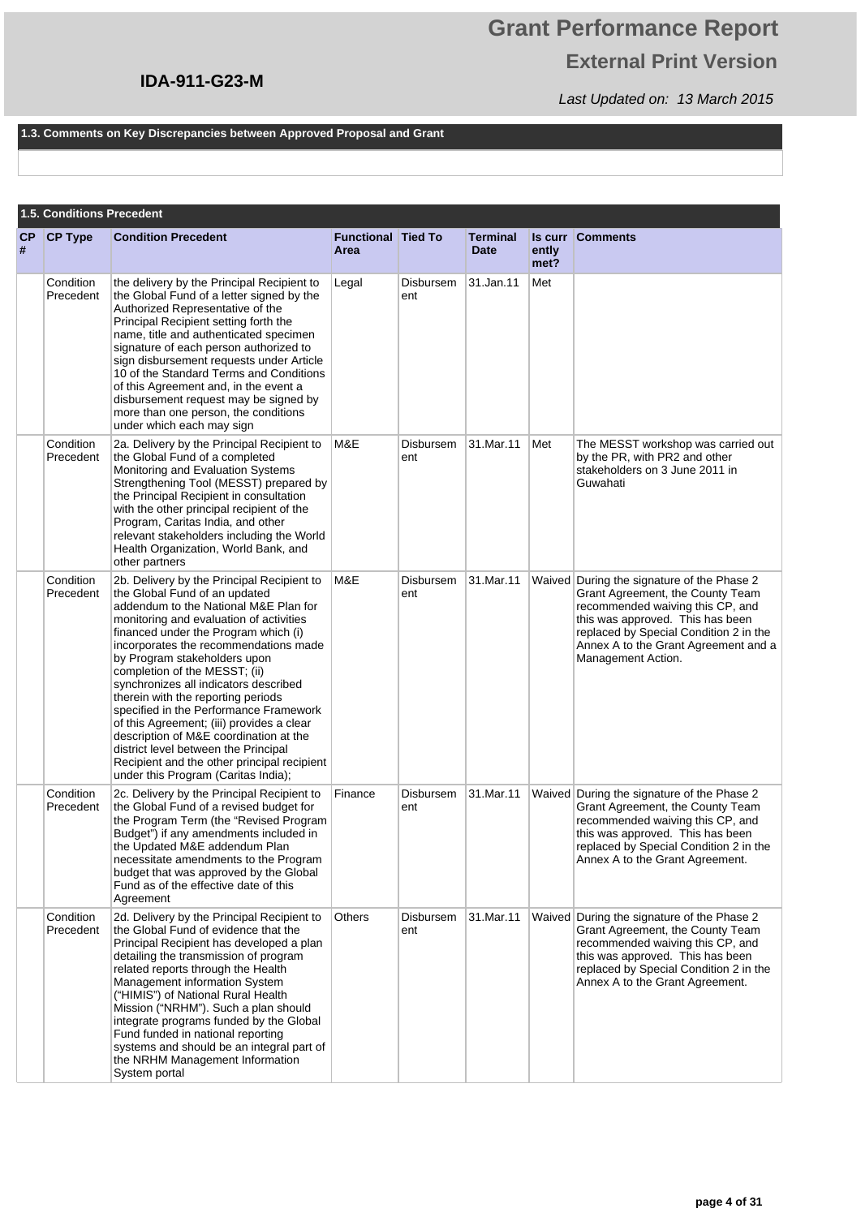## 1.3. Comments on Key Discrepancies between Approved Proposal and Grant

## 1.5. Conditions Precedent

| CP # | CP Type | Condition Precedent | Functional Area | Tied To | Terminal Date | Is currently met? | Comments |
|---|---|---|---|---|---|---|---|
| | Condition Precedent | the delivery by the Principal Recipient to the Global Fund of a letter signed by the Authorized Representative of the Principal Recipient setting forth the name, title and authenticated specimen signature of each person authorized to sign disbursement requests under Article 10 of the Standard Terms and Conditions of this Agreement and, in the event a disbursement request may be signed by more than one person, the conditions under which each may sign | Legal | Disbursement | 31.Jan.11 | Met | |
| | Condition Precedent | 2a. Delivery by the Principal Recipient to the Global Fund of a completed Monitoring and Evaluation Systems Strengthening Tool (MESST) prepared by the Principal Recipient in consultation with the other principal recipient of the Program, Caritas India, and other relevant stakeholders including the World Health Organization, World Bank, and other partners | M&E | Disbursement | 31.Mar.11 | Met | The MESST workshop was carried out by the PR, with PR2 and other stakeholders on 3 June 2011 in Guwahati |
| | Condition Precedent | 2b. Delivery by the Principal Recipient to the Global Fund of an updated addendum to the National M&E Plan for monitoring and evaluation of activities financed under the Program which (i) incorporates the recommendations made by Program stakeholders upon completion of the MESST; (ii) synchronizes all indicators described therein with the reporting periods specified in the Performance Framework of this Agreement; (iii) provides a clear description of M&E coordination at the district level between the Principal Recipient and the other principal recipient under this Program (Caritas India); | M&E | Disbursement | 31.Mar.11 | Waived | During the signature of the Phase 2 Grant Agreement, the County Team recommended waiving this CP, and this was approved. This has been replaced by Special Condition 2 in the Annex A to the Grant Agreement and a Management Action. |
| | Condition Precedent | 2c. Delivery by the Principal Recipient to the Global Fund of a revised budget for the Program Term (the "Revised Program Budget") if any amendments included in the Updated M&E addendum Plan necessitate amendments to the Program budget that was approved by the Global Fund as of the effective date of this Agreement | Finance | Disbursement | 31.Mar.11 | Waived | During the signature of the Phase 2 Grant Agreement, the County Team recommended waiving this CP, and this was approved. This has been replaced by Special Condition 2 in the Annex A to the Grant Agreement. |
| | Condition Precedent | 2d. Delivery by the Principal Recipient to the Global Fund of evidence that the Principal Recipient has developed a plan detailing the transmission of program related reports through the Health Management information System ("HIMIS") of National Rural Health Mission ("NRHM"). Such a plan should integrate programs funded by the Global Fund funded in national reporting systems and should be an integral part of the NRHM Management Information System portal | Others | Disbursement | 31.Mar.11 | Waived | During the signature of the Phase 2 Grant Agreement, the County Team recommended waiving this CP, and this was approved. This has been replaced by Special Condition 2 in the Annex A to the Grant Agreement. |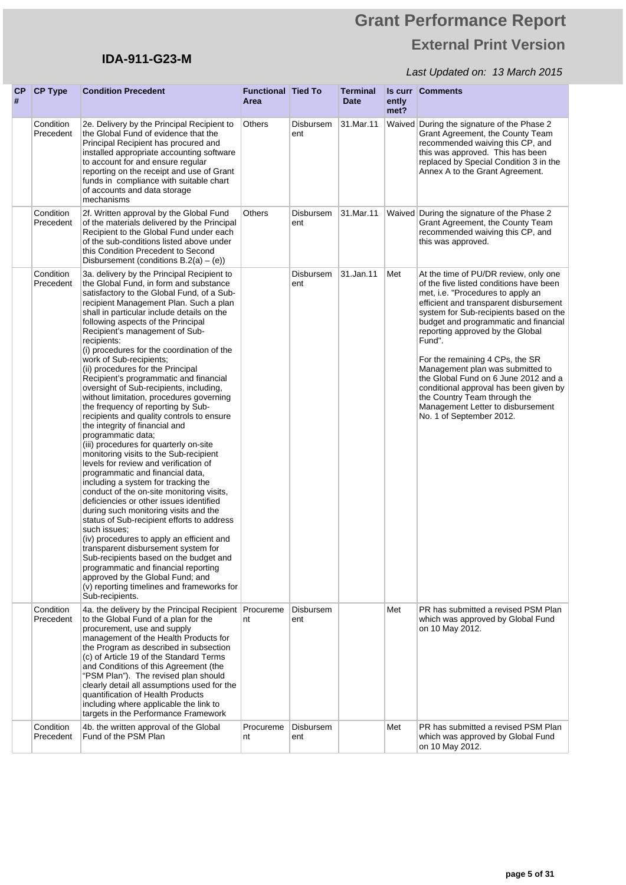# Grant Performance Report

## External Print Version

**IDA-911-G23-M**

*Last Updated on: 13 March 2015*

| CP # | CP Type | Condition Precedent | Functional Area | Tied To | Terminal Date | Is currently met? | Comments |
|---|---|---|---|---|---|---|---|
| | Condition Precedent | 2e. Delivery by the Principal Recipient to the Global Fund of evidence that the Principal Recipient has procured and installed appropriate accounting software to account for and ensure regular reporting on the receipt and use of Grant funds in compliance with suitable chart of accounts and data storage mechanisms | Others | Disbursement | 31.Mar.11 | Waived | During the signature of the Phase 2 Grant Agreement, the County Team recommended waiving this CP, and this was approved. This has been replaced by Special Condition 3 in the Annex A to the Grant Agreement. |
| | Condition Precedent | 2f. Written approval by the Global Fund of the materials delivered by the Principal Recipient to the Global Fund under each of the sub-conditions listed above under this Condition Precedent to Second Disbursement (conditions B.2(a) – (e)) | Others | Disbursement | 31.Mar.11 | Waived | During the signature of the Phase 2 Grant Agreement, the County Team recommended waiving this CP, and this was approved. |
| | Condition Precedent | 3a. delivery by the Principal Recipient to the Global Fund, in form and substance satisfactory to the Global Fund, of a Sub-recipient Management Plan. Such a plan shall in particular include details on the following aspects of the Principal Recipient's management of Sub-recipients:<br>(i) procedures for the coordination of the work of Sub-recipients;<br>(ii) procedures for the Principal Recipient's programmatic and financial oversight of Sub-recipients, including, without limitation, procedures governing the frequency of reporting by Sub-recipients and quality controls to ensure the integrity of financial and programmatic data;<br>(iii) procedures for quarterly on-site monitoring visits to the Sub-recipient levels for review and verification of programmatic and financial data, including a system for tracking the conduct of the on-site monitoring visits, deficiencies or other issues identified during such monitoring visits and the status of Sub-recipient efforts to address such issues;<br>(iv) procedures to apply an efficient and transparent disbursement system for Sub-recipients based on the budget and programmatic and financial reporting approved by the Global Fund; and<br>(v) reporting timelines and frameworks for Sub-recipients. | | Disbursement | 31.Jan.11 | Met | At the time of PU/DR review, only one of the five listed conditions have been met, i.e. "Procedures to apply an efficient and transparent disbursement system for Sub-recipients based on the budget and programmatic and financial reporting approved by the Global Fund".<br><br>For the remaining 4 CPs, the SR Management plan was submitted to the Global Fund on 6 June 2012 and a conditional approval has been given by the Country Team through the Management Letter to disbursement No. 1 of September 2012. |
| | Condition Precedent | 4a. the delivery by the Principal Recipient to the Global Fund of a plan for the procurement, use and supply management of the Health Products for the Program as described in subsection (c) of Article 19 of the Standard Terms and Conditions of this Agreement (the "PSM Plan"). The revised plan should clearly detail all assumptions used for the quantification of Health Products including where applicable the link to targets in the Performance Framework | Procurement | Disbursement | | Met | PR has submitted a revised PSM Plan which was approved by Global Fund on 10 May 2012. |
| | Condition Precedent | 4b. the written approval of the Global Fund of the PSM Plan | Procurement | Disbursement | | Met | PR has submitted a revised PSM Plan which was approved by Global Fund on 10 May 2012. |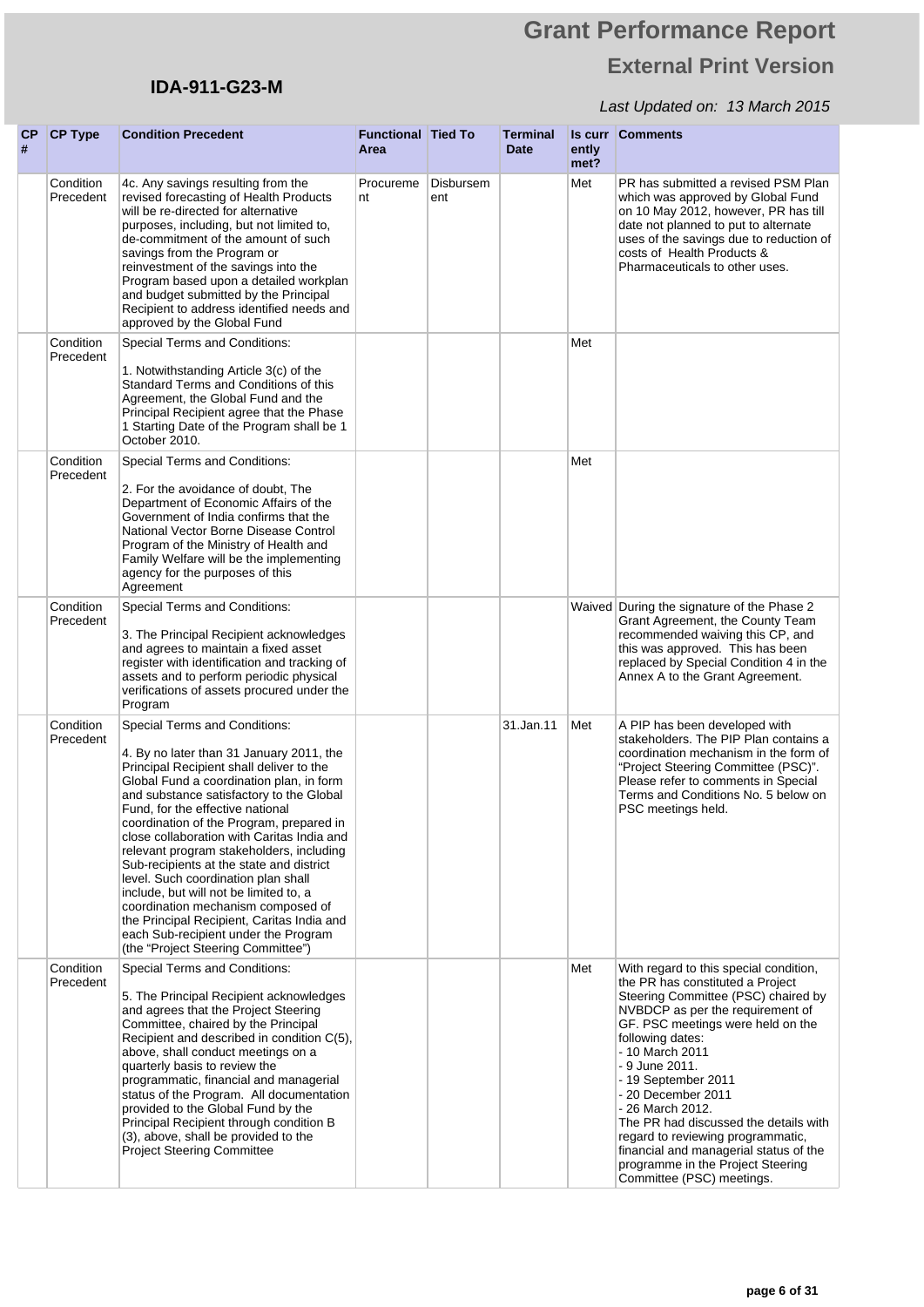# Grant Performance Report

## External Print Version

**IDA-911-G23-M**

*Last Updated on: 13 March 2015*

| CP # | CP Type | Condition Precedent | Functional Area | Tied To | Terminal Date | Is currently met? | Comments |
|---|---|---|---|---|---|---|---|
| | Condition Precedent | 4c. Any savings resulting from the revised forecasting of Health Products will be re-directed for alternative purposes, including, but not limited to, de-commitment of the amount of such savings from the Program or reinvestment of the savings into the Program based upon a detailed workplan and budget submitted by the Principal Recipient to address identified needs and approved by the Global Fund | Procurement | Disbursement | | Met | PR has submitted a revised PSM Plan which was approved by Global Fund on 10 May 2012, however, PR has till date not planned to put to alternate uses of the savings due to reduction of costs of Health Products & Pharmaceuticals to other uses. |
| | Condition Precedent | Special Terms and Conditions:<br><br>1. Notwithstanding Article 3(c) of the Standard Terms and Conditions of this Agreement, the Global Fund and the Principal Recipient agree that the Phase 1 Starting Date of the Program shall be 1 October 2010. | | | | Met | |
| | Condition Precedent | Special Terms and Conditions:<br><br>2. For the avoidance of doubt, The Department of Economic Affairs of the Government of India confirms that the National Vector Borne Disease Control Program of the Ministry of Health and Family Welfare will be the implementing agency for the purposes of this Agreement | | | | Met | |
| | Condition Precedent | Special Terms and Conditions:<br><br>3. The Principal Recipient acknowledges and agrees to maintain a fixed asset register with identification and tracking of assets and to perform periodic physical verifications of assets procured under the Program | | | | Waived | During the signature of the Phase 2 Grant Agreement, the County Team recommended waiving this CP, and this was approved. This has been replaced by Special Condition 4 in the Annex A to the Grant Agreement. |
| | Condition Precedent | Special Terms and Conditions:<br><br>4. By no later than 31 January 2011, the Principal Recipient shall deliver to the Global Fund a coordination plan, in form and substance satisfactory to the Global Fund, for the effective national coordination of the Program, prepared in close collaboration with Caritas India and relevant program stakeholders, including Sub-recipients at the state and district level. Such coordination plan shall include, but will not be limited to, a coordination mechanism composed of the Principal Recipient, Caritas India and each Sub-recipient under the Program (the "Project Steering Committee") | | | 31.Jan.11 | Met | A PIP has been developed with stakeholders. The PIP Plan contains a coordination mechanism in the form of "Project Steering Committee (PSC)". Please refer to comments in Special Terms and Conditions No. 5 below on PSC meetings held. |
| | Condition Precedent | Special Terms and Conditions:<br><br>5. The Principal Recipient acknowledges and agrees that the Project Steering Committee, chaired by the Principal Recipient and described in condition C(5), above, shall conduct meetings on a quarterly basis to review the programmatic, financial and managerial status of the Program. All documentation provided to the Global Fund by the Principal Recipient through condition B (3), above, shall be provided to the Project Steering Committee | | | | Met | With regard to this special condition, the PR has constituted a Project Steering Committee (PSC) chaired by NVBDCP as per the requirement of GF. PSC meetings were held on the following dates:<br>- 10 March 2011<br>- 9 June 2011.<br>- 19 September 2011<br>- 20 December 2011<br>- 26 March 2012.<br>The PR had discussed the details with regard to reviewing programmatic, financial and managerial status of the programme in the Project Steering Committee (PSC) meetings. |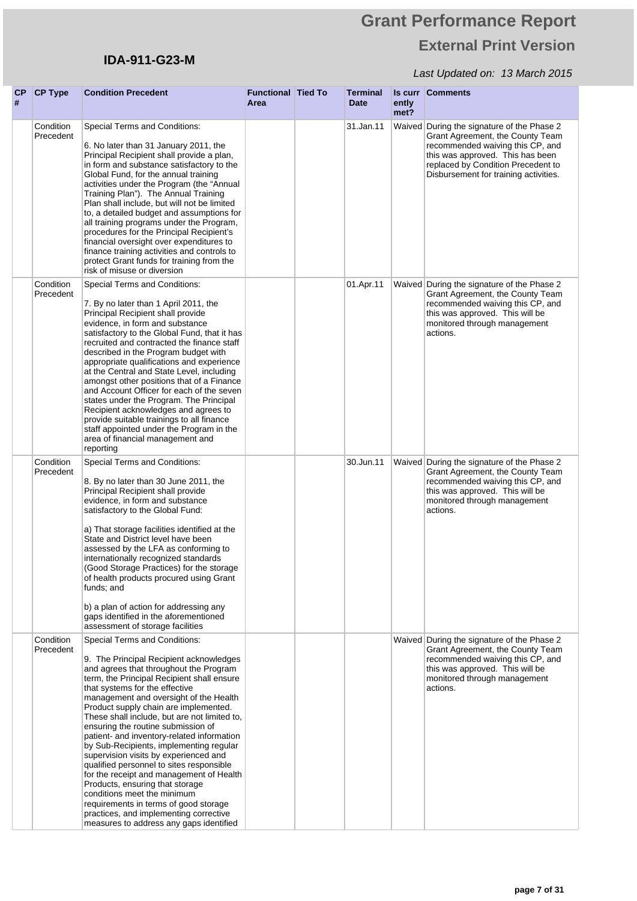# Grant Performance Report

## External Print Version

**IDA-911-G23-M**

*Last Updated on: 13 March 2015*

| CP # | CP Type | Condition Precedent | Functional Area | Tied To | Terminal Date | Is currently met? | Comments |
|---|---|---|---|---|---|---|---|
| | Condition Precedent | Special Terms and Conditions:<br><br>6. No later than 31 January 2011, the Principal Recipient shall provide a plan, in form and substance satisfactory to the Global Fund, for the annual training activities under the Program (the "Annual Training Plan"). The Annual Training Plan shall include, but will not be limited to, a detailed budget and assumptions for all training programs under the Program, procedures for the Principal Recipient's financial oversight over expenditures to finance training activities and controls to protect Grant funds for training from the risk of misuse or diversion | | | 31.Jan.11 | Waived | During the signature of the Phase 2 Grant Agreement, the County Team recommended waiving this CP, and this was approved. This has been replaced by Condition Precedent to Disbursement for training activities. |
| | Condition Precedent | Special Terms and Conditions:<br><br>7. By no later than 1 April 2011, the Principal Recipient shall provide evidence, in form and substance satisfactory to the Global Fund, that it has recruited and contracted the finance staff described in the Program budget with appropriate qualifications and experience at the Central and State Level, including amongst other positions that of a Finance and Account Officer for each of the seven states under the Program. The Principal Recipient acknowledges and agrees to provide suitable trainings to all finance staff appointed under the Program in the area of financial management and reporting | | | 01.Apr.11 | Waived | During the signature of the Phase 2 Grant Agreement, the County Team recommended waiving this CP, and this was approved. This will be monitored through management actions. |
| | Condition Precedent | Special Terms and Conditions:<br><br>8. By no later than 30 June 2011, the Principal Recipient shall provide evidence, in form and substance satisfactory to the Global Fund:<br><br>a) That storage facilities identified at the State and District level have been assessed by the LFA as conforming to internationally recognized standards (Good Storage Practices) for the storage of health products procured using Grant funds; and<br><br>b) a plan of action for addressing any gaps identified in the aforementioned assessment of storage facilities | | | 30.Jun.11 | Waived | During the signature of the Phase 2 Grant Agreement, the County Team recommended waiving this CP, and this was approved. This will be monitored through management actions. |
| | Condition Precedent | Special Terms and Conditions:<br><br>9. The Principal Recipient acknowledges and agrees that throughout the Program term, the Principal Recipient shall ensure that systems for the effective management and oversight of the Health Product supply chain are implemented. These shall include, but are not limited to, ensuring the routine submission of patient- and inventory-related information by Sub-Recipients, implementing regular supervision visits by experienced and qualified personnel to sites responsible for the receipt and management of Health Products, ensuring that storage conditions meet the minimum requirements in terms of good storage practices, and implementing corrective measures to address any gaps identified | | | | Waived | During the signature of the Phase 2 Grant Agreement, the County Team recommended waiving this CP, and this was approved. This will be monitored through management actions. |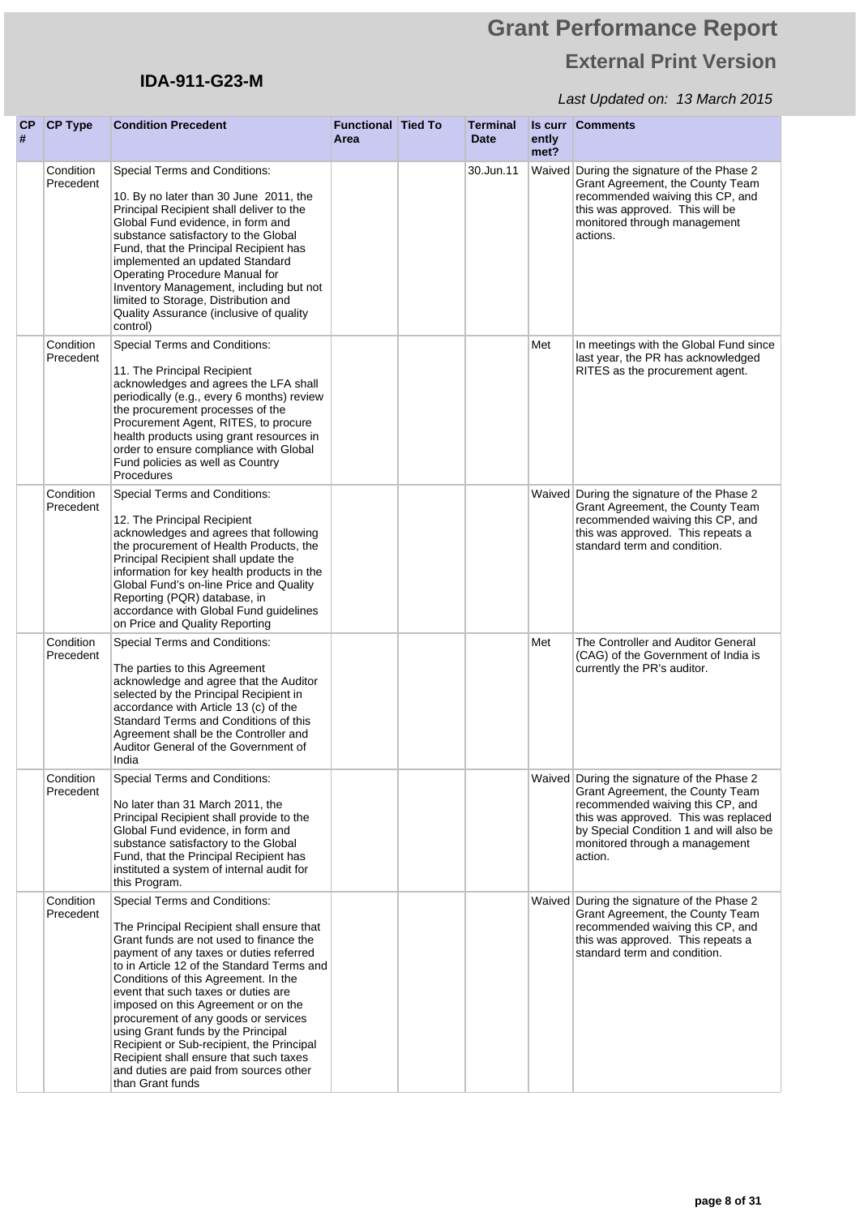# Grant Performance Report

## External Print Version

**IDA-911-G23-M**

*Last Updated on: 13 March 2015*

| CP # | CP Type | Condition Precedent | Functional Area | Tied To | Terminal Date | Is currently met? | Comments |
|---|---|---|---|---|---|---|---|
| | Condition Precedent | Special Terms and Conditions:<br><br>10. By no later than 30 June 2011, the Principal Recipient shall deliver to the Global Fund evidence, in form and substance satisfactory to the Global Fund, that the Principal Recipient has implemented an updated Standard Operating Procedure Manual for Inventory Management, including but not limited to Storage, Distribution and Quality Assurance (inclusive of quality control) | | | 30.Jun.11 | Waived | During the signature of the Phase 2 Grant Agreement, the County Team recommended waiving this CP, and this was approved. This will be monitored through management actions. |
| | Condition Precedent | Special Terms and Conditions:<br><br>11. The Principal Recipient acknowledges and agrees the LFA shall periodically (e.g., every 6 months) review the procurement processes of the Procurement Agent, RITES, to procure health products using grant resources in order to ensure compliance with Global Fund policies as well as Country Procedures | | | | Met | In meetings with the Global Fund since last year, the PR has acknowledged RITES as the procurement agent. |
| | Condition Precedent | Special Terms and Conditions:<br><br>12. The Principal Recipient acknowledges and agrees that following the procurement of Health Products, the Principal Recipient shall update the information for key health products in the Global Fund's on-line Price and Quality Reporting (PQR) database, in accordance with Global Fund guidelines on Price and Quality Reporting | | | | Waived | During the signature of the Phase 2 Grant Agreement, the County Team recommended waiving this CP, and this was approved. This repeats a standard term and condition. |
| | Condition Precedent | Special Terms and Conditions:<br><br>The parties to this Agreement acknowledge and agree that the Auditor selected by the Principal Recipient in accordance with Article 13 (c) of the Standard Terms and Conditions of this Agreement shall be the Controller and Auditor General of the Government of India | | | | Met | The Controller and Auditor General (CAG) of the Government of India is currently the PR's auditor. |
| | Condition Precedent | Special Terms and Conditions:<br><br>No later than 31 March 2011, the Principal Recipient shall provide to the Global Fund evidence, in form and substance satisfactory to the Global Fund, that the Principal Recipient has instituted a system of internal audit for this Program. | | | | Waived | During the signature of the Phase 2 Grant Agreement, the County Team recommended waiving this CP, and this was approved. This was replaced by Special Condition 1 and will also be monitored through a management action. |
| | Condition Precedent | Special Terms and Conditions:<br><br>The Principal Recipient shall ensure that Grant funds are not used to finance the payment of any taxes or duties referred to in Article 12 of the Standard Terms and Conditions of this Agreement. In the event that such taxes or duties are imposed on this Agreement or on the procurement of any goods or services using Grant funds by the Principal Recipient or Sub-recipient, the Principal Recipient shall ensure that such taxes and duties are paid from sources other than Grant funds | | | | Waived | During the signature of the Phase 2 Grant Agreement, the County Team recommended waiving this CP, and this was approved. This repeats a standard term and condition. |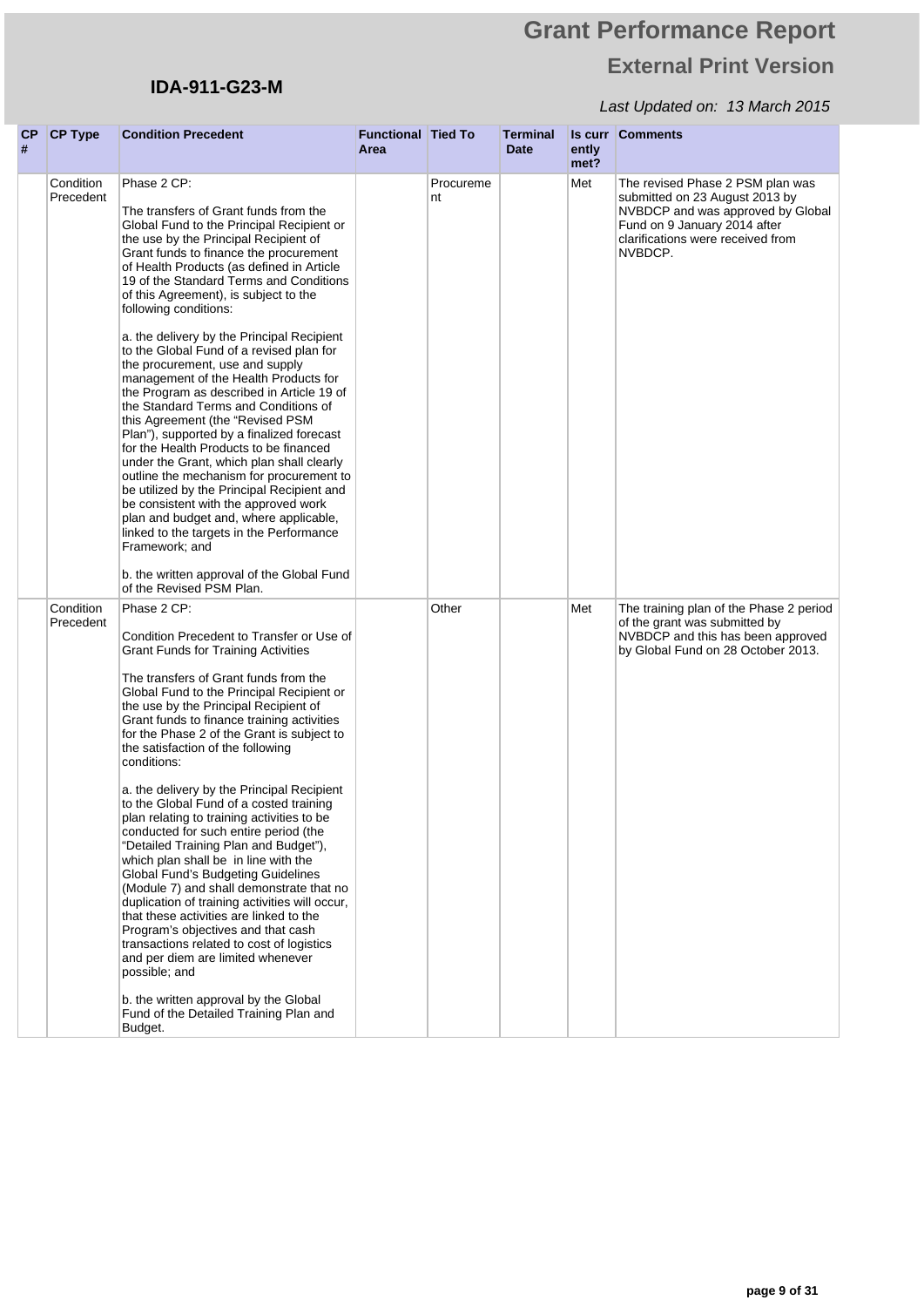| CP # | CP Type | Condition Precedent | Functional Area | Tied To | Terminal Date | Is currently met? | Comments |
|---|---|---|---|---|---|---|---|
| | Condition Precedent | Phase 2 CP:<br><br>The transfers of Grant funds from the Global Fund to the Principal Recipient or the use by the Principal Recipient of Grant funds to finance the procurement of Health Products (as defined in Article 19 of the Standard Terms and Conditions of this Agreement), is subject to the following conditions:<br><br>a. the delivery by the Principal Recipient to the Global Fund of a revised plan for the procurement, use and supply management of the Health Products for the Program as described in Article 19 of the Standard Terms and Conditions of this Agreement (the "Revised PSM Plan"), supported by a finalized forecast for the Health Products to be financed under the Grant, which plan shall clearly outline the mechanism for procurement to be utilized by the Principal Recipient and be consistent with the approved work plan and budget and, where applicable, linked to the targets in the Performance Framework; and<br><br>b. the written approval of the Global Fund of the Revised PSM Plan. | | Procurement | | Met | The revised Phase 2 PSM plan was submitted on 23 August 2013 by NVBDCP and was approved by Global Fund on 9 January 2014 after clarifications were received from NVBDCP. |
| | Condition Precedent | Phase 2 CP:<br><br>Condition Precedent to Transfer or Use of Grant Funds for Training Activities<br><br>The transfers of Grant funds from the Global Fund to the Principal Recipient or the use by the Principal Recipient of Grant funds to finance training activities for the Phase 2 of the Grant is subject to the satisfaction of the following conditions:<br><br>a. the delivery by the Principal Recipient to the Global Fund of a costed training plan relating to training activities to be conducted for such entire period (the "Detailed Training Plan and Budget"), which plan shall be in line with the Global Fund's Budgeting Guidelines (Module 7) and shall demonstrate that no duplication of training activities will occur, that these activities are linked to the Program's objectives and that cash transactions related to cost of logistics and per diem are limited whenever possible; and<br><br>b. the written approval by the Global Fund of the Detailed Training Plan and Budget. | | Other | | Met | The training plan of the Phase 2 period of the grant was submitted by NVBDCP and this has been approved by Global Fund on 28 October 2013. |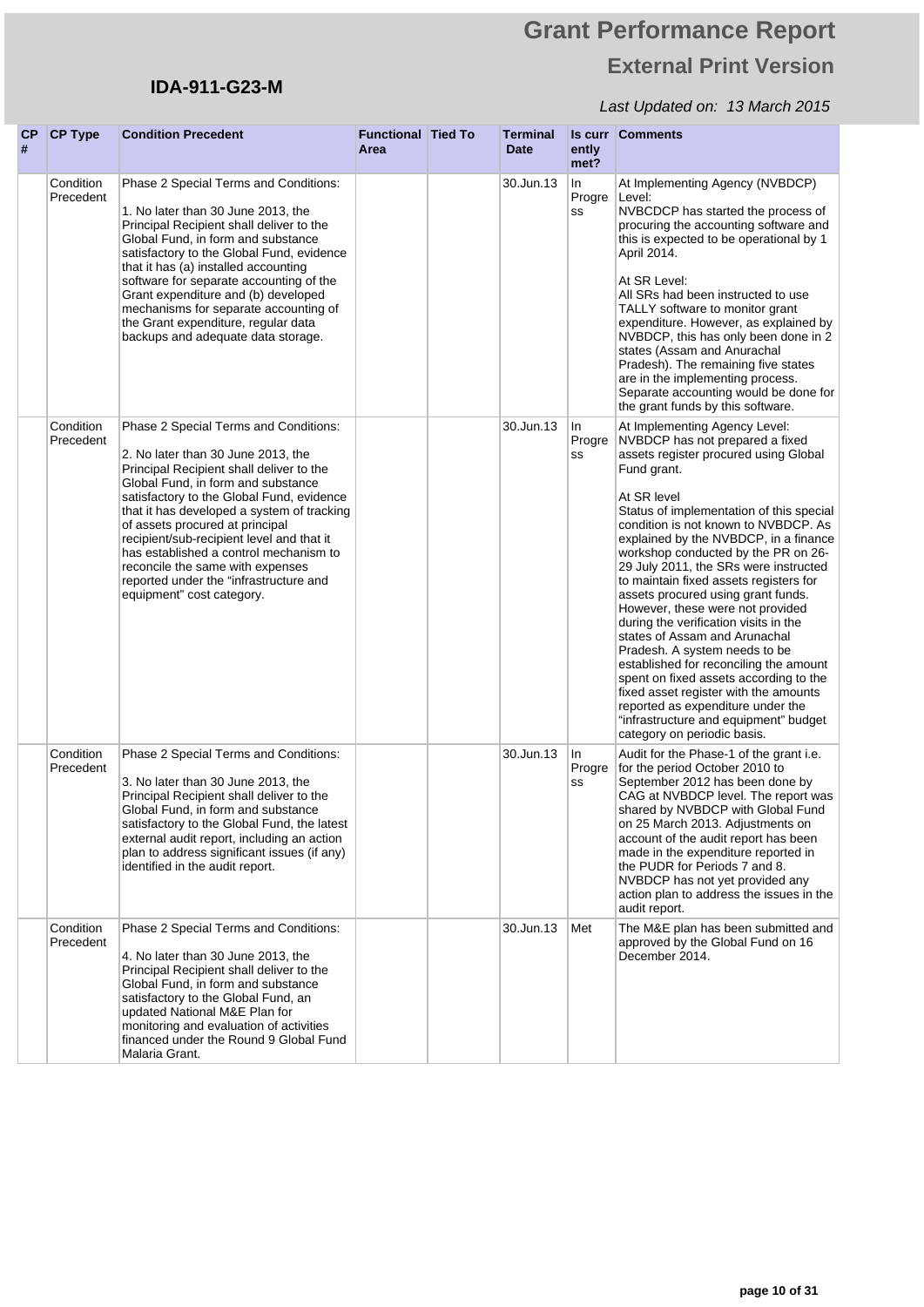# Grant Performance Report

## External Print Version

**IDA-911-G23-M**

*Last Updated on: 13 March 2015*

| CP # | CP Type | Condition Precedent | Functional Area | Tied To | Terminal Date | Is currently met? | Comments |
|---|---|---|---|---|---|---|---|
| | Condition Precedent | Phase 2 Special Terms and Conditions:<br><br>1. No later than 30 June 2013, the Principal Recipient shall deliver to the Global Fund, in form and substance satisfactory to the Global Fund, evidence that it has (a) installed accounting software for separate accounting of the Grant expenditure and (b) developed mechanisms for separate accounting of the Grant expenditure, regular data backups and adequate data storage. | | | 30.Jun.13 | In Progress | At Implementing Agency (NVBDCP) Level:<br>NVBCDCP has started the process of procuring the accounting software and this is expected to be operational by 1 April 2014.<br><br>At SR Level:<br>All SRs had been instructed to use TALLY software to monitor grant expenditure. However, as explained by NVBDCP, this has only been done in 2 states (Assam and Anurachal Pradesh). The remaining five states are in the implementing process. Separate accounting would be done for the grant funds by this software. |
| | Condition Precedent | Phase 2 Special Terms and Conditions:<br><br>2. No later than 30 June 2013, the Principal Recipient shall deliver to the Global Fund, in form and substance satisfactory to the Global Fund, evidence that it has developed a system of tracking of assets procured at principal recipient/sub-recipient level and that it has established a control mechanism to reconcile the same with expenses reported under the "infrastructure and equipment" cost category. | | | 30.Jun.13 | In Progress | At Implementing Agency Level:<br>NVBDCP has not prepared a fixed assets register procured using Global Fund grant.<br><br>At SR level<br>Status of implementation of this special condition is not known to NVBDCP. As explained by the NVBDCP, in a finance workshop conducted by the PR on 26-29 July 2011, the SRs were instructed to maintain fixed assets registers for assets procured using grant funds. However, these were not provided during the verification visits in the states of Assam and Arunachal Pradesh. A system needs to be established for reconciling the amount spent on fixed assets according to the fixed asset register with the amounts reported as expenditure under the "infrastructure and equipment" budget category on periodic basis. |
| | Condition Precedent | Phase 2 Special Terms and Conditions:<br><br>3. No later than 30 June 2013, the Principal Recipient shall deliver to the Global Fund, in form and substance satisfactory to the Global Fund, the latest external audit report, including an action plan to address significant issues (if any) identified in the audit report. | | | 30.Jun.13 | In Progress | Audit for the Phase-1 of the grant i.e. for the period October 2010 to September 2012 has been done by CAG at NVBDCP level. The report was shared by NVBDCP with Global Fund on 25 March 2013. Adjustments on account of the audit report has been made in the expenditure reported in the PUDR for Periods 7 and 8. NVBDCP has not yet provided any action plan to address the issues in the audit report. |
| | Condition Precedent | Phase 2 Special Terms and Conditions:<br><br>4. No later than 30 June 2013, the Principal Recipient shall deliver to the Global Fund, in form and substance satisfactory to the Global Fund, an updated National M&E Plan for monitoring and evaluation of activities financed under the Round 9 Global Fund Malaria Grant. | | | 30.Jun.13 | Met | The M&E plan has been submitted and approved by the Global Fund on 16 December 2014. |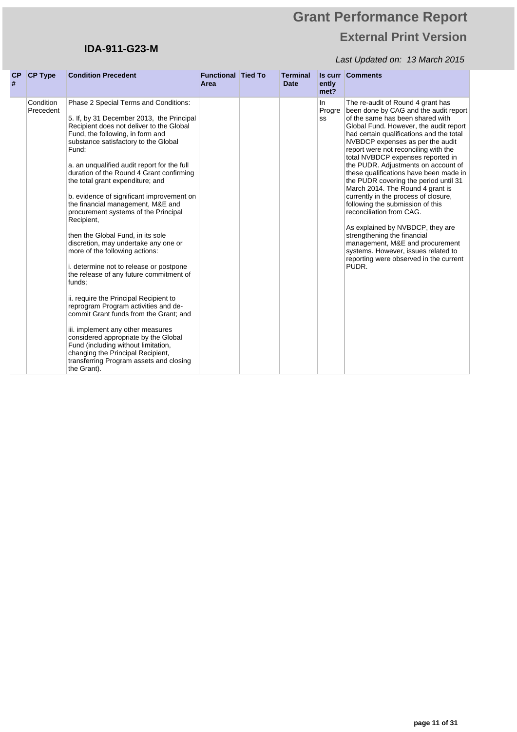# Grant Performance Report

## External Print Version

**IDA-911-G23-M**

*Last Updated on: 13 March 2015*

| CP # | CP Type | Condition Precedent | Functional Area | Tied To | Terminal Date | Is currently met? | Comments |
|---|---|---|---|---|---|---|---|
| | Condition Precedent | Phase 2 Special Terms and Conditions:<br><br>5. If, by 31 December 2013, the Principal Recipient does not deliver to the Global Fund, the following, in form and substance satisfactory to the Global Fund:<br><br>a. an unqualified audit report for the full duration of the Round 4 Grant confirming the total grant expenditure; and<br><br>b. evidence of significant improvement on the financial management, M&E and procurement systems of the Principal Recipient,<br><br>then the Global Fund, in its sole discretion, may undertake any one or more of the following actions:<br><br>i. determine not to release or postpone the release of any future commitment of funds;<br><br>ii. require the Principal Recipient to reprogram Program activities and de-commit Grant funds from the Grant; and<br><br>iii. implement any other measures considered appropriate by the Global Fund (including without limitation, changing the Principal Recipient, transferring Program assets and closing the Grant). | | | | In Progress | The re-audit of Round 4 grant has been done by CAG and the audit report of the same has been shared with Global Fund. However, the audit report had certain qualifications and the total NVBDCP expenses as per the audit report were not reconciling with the total NVBDCP expenses reported in the PUDR. Adjustments on account of these qualifications have been made in the PUDR covering the period until 31 March 2014. The Round 4 grant is currently in the process of closure, following the submission of this reconciliation from CAG.<br><br>As explained by NVBDCP, they are strengthening the financial management, M&E and procurement systems. However, issues related to reporting were observed in the current PUDR. |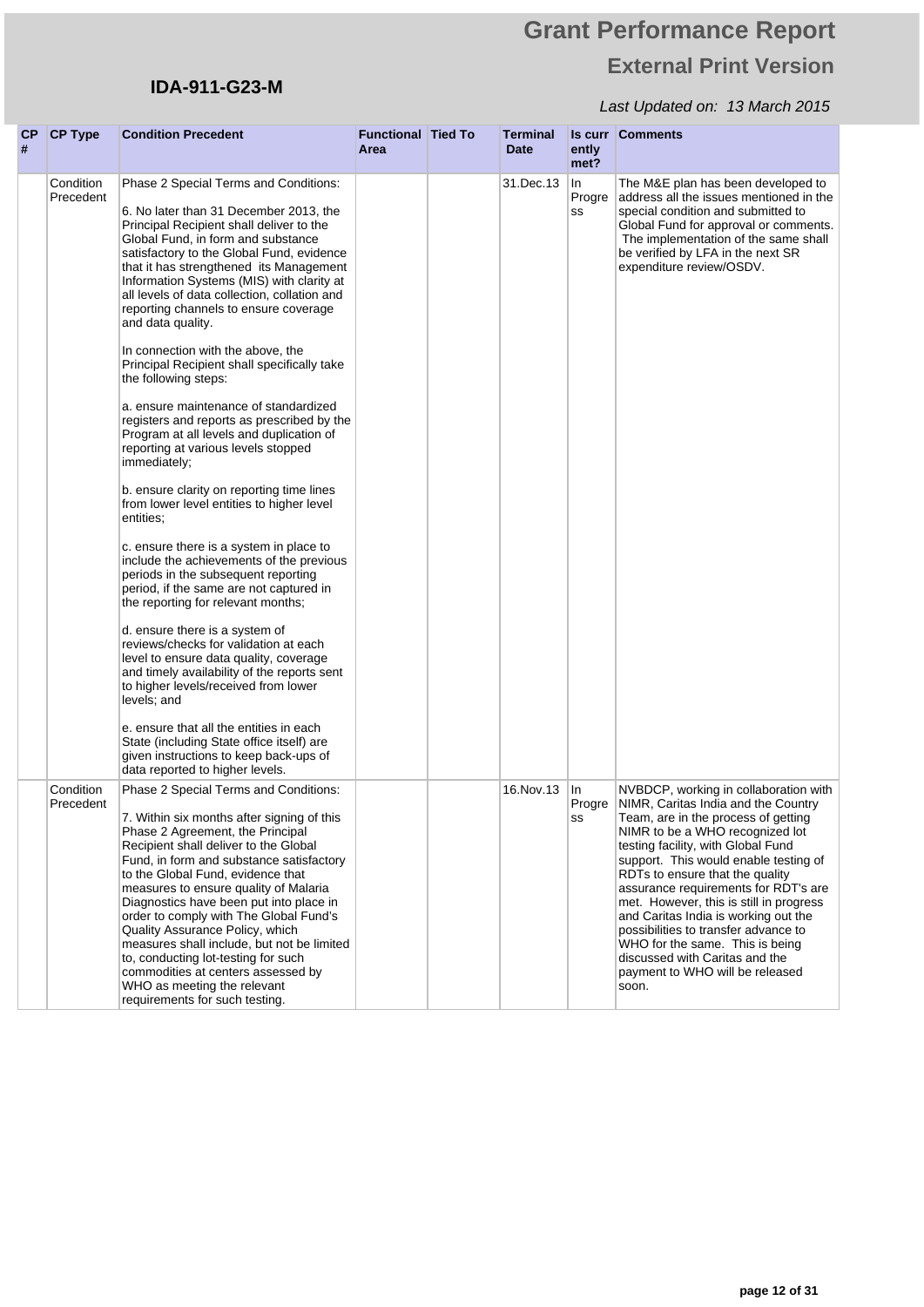| CP # | CP Type | Condition Precedent | Functional Area | Tied To | Terminal Date | Is currently met? | Comments |
|---|---|---|---|---|---|---|---|
| | Condition Precedent | Phase 2 Special Terms and Conditions:<br><br>6. No later than 31 December 2013, the Principal Recipient shall deliver to the Global Fund, in form and substance satisfactory to the Global Fund, evidence that it has strengthened its Management Information Systems (MIS) with clarity at all levels of data collection, collation and reporting channels to ensure coverage and data quality.<br><br>In connection with the above, the Principal Recipient shall specifically take the following steps:<br><br>a. ensure maintenance of standardized registers and reports as prescribed by the Program at all levels and duplication of reporting at various levels stopped immediately;<br><br>b. ensure clarity on reporting time lines from lower level entities to higher level entities;<br><br>c. ensure there is a system in place to include the achievements of the previous periods in the subsequent reporting period, if the same are not captured in the reporting for relevant months;<br><br>d. ensure there is a system of reviews/checks for validation at each level to ensure data quality, coverage and timely availability of the reports sent to higher levels/received from lower levels; and<br><br>e. ensure that all the entities in each State (including State office itself) are given instructions to keep back-ups of data reported to higher levels. | | | 31.Dec.13 | In Progress | The M&E plan has been developed to address all the issues mentioned in the special condition and submitted to Global Fund for approval or comments. The implementation of the same shall be verified by LFA in the next SR expenditure review/OSDV. |
| | Condition Precedent | Phase 2 Special Terms and Conditions:<br><br>7. Within six months after signing of this Phase 2 Agreement, the Principal Recipient shall deliver to the Global Fund, in form and substance satisfactory to the Global Fund, evidence that measures to ensure quality of Malaria Diagnostics have been put into place in order to comply with The Global Fund's Quality Assurance Policy, which measures shall include, but not be limited to, conducting lot-testing for such commodities at centers assessed by WHO as meeting the relevant requirements for such testing. | | | 16.Nov.13 | In Progress | NVBDCP, working in collaboration with NIMR, Caritas India and the Country Team, are in the process of getting NIMR to be a WHO recognized lot testing facility, with Global Fund support. This would enable testing of RDTs to ensure that the quality assurance requirements for RDT's are met. However, this is still in progress and Caritas India is working out the possibilities to transfer advance to WHO for the same. This is being discussed with Caritas and the payment to WHO will be released soon. |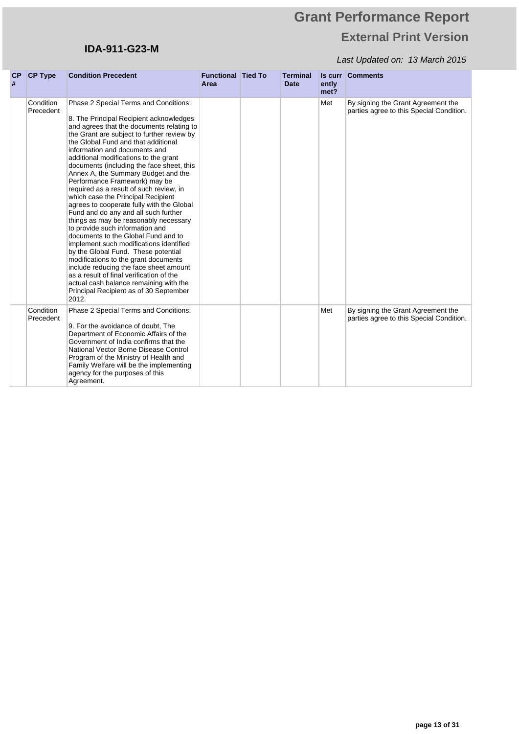# Grant Performance Report

## External Print Version

**IDA-911-G23-M**

*Last Updated on: 13 March 2015*

| CP # | CP Type | Condition Precedent | Functional Area | Tied To | Terminal Date | Is currently met? | Comments |
|---|---|---|---|---|---|---|---|
| | Condition Precedent | Phase 2 Special Terms and Conditions:<br><br>8. The Principal Recipient acknowledges and agrees that the documents relating to the Grant are subject to further review by the Global Fund and that additional information and documents and additional modifications to the grant documents (including the face sheet, this Annex A, the Summary Budget and the Performance Framework) may be required as a result of such review, in which case the Principal Recipient agrees to cooperate fully with the Global Fund and do any and all such further things as may be reasonably necessary to provide such information and documents to the Global Fund and to implement such modifications identified by the Global Fund. These potential modifications to the grant documents include reducing the face sheet amount as a result of final verification of the actual cash balance remaining with the Principal Recipient as of 30 September 2012. | | | | Met | By signing the Grant Agreement the parties agree to this Special Condition. |
| | Condition Precedent | Phase 2 Special Terms and Conditions:<br><br>9. For the avoidance of doubt, The Department of Economic Affairs of the Government of India confirms that the National Vector Borne Disease Control Program of the Ministry of Health and Family Welfare will be the implementing agency for the purposes of this Agreement. | | | | Met | By signing the Grant Agreement the parties agree to this Special Condition. |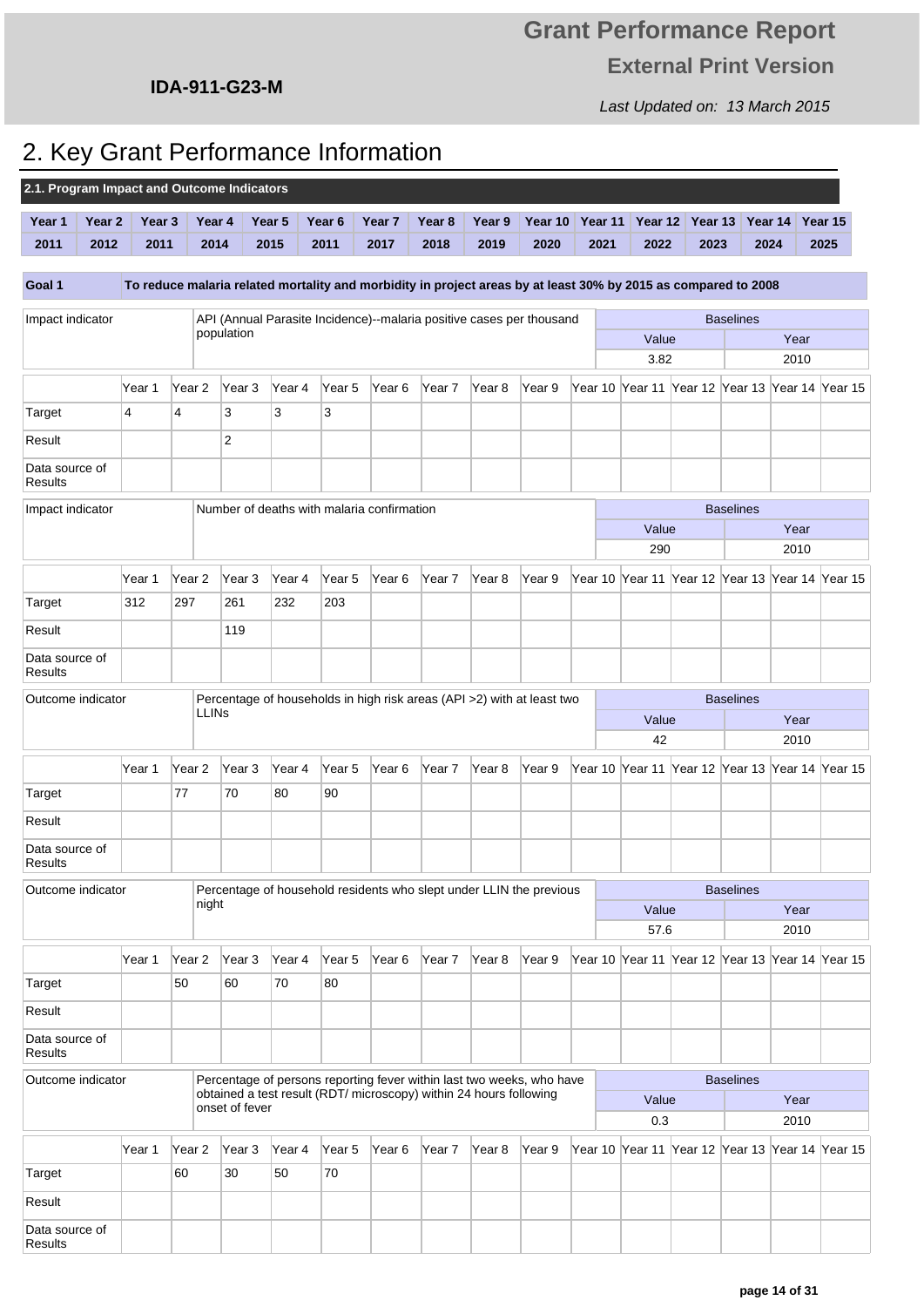IDA-911-G23-M

# Grant Performance Report

## External Print Version

*Last Updated on: 13 March 2015*

# 2. Key Grant Performance Information

### 2.1. Program Impact and Outcome Indicators

| Year 1 | Year 2 | Year 3 | Year 4 | Year 5 | Year 6 | Year 7 | Year 8 | Year 9 | Year 10 | Year 11 | Year 12 | Year 13 | Year 14 | Year 15 |
|---|---|---|---|---|---|---|---|---|---|---|---|---|---|---|
| 2011 | 2012 | 2011 | 2014 | 2015 | 2011 | 2017 | 2018 | 2019 | 2020 | 2021 | 2022 | 2023 | 2024 | 2025 |

| Goal 1 | To reduce malaria related mortality and morbidity in project areas by at least 30% by 2015 as compared to 2008 |
|---|---|

| Impact indicator | API (Annual Parasite Incidence)--malaria positive cases per thousand population | Baselines | |
|---|---|---|---|
| | | Value | Year |
| | | 3.82 | 2010 |

| | Year 1 | Year 2 | Year 3 | Year 4 | Year 5 | Year 6 | Year 7 | Year 8 | Year 9 | Year 10 | Year 11 | Year 12 | Year 13 | Year 14 | Year 15 |
|---|---|---|---|---|---|---|---|---|---|---|---|---|---|---|---|
| Target | 4 | 4 | 3 | 3 | 3 | | | | | | | | | | |
| Result | | | 2 | | | | | | | | | | | | |
| Data source of Results | | | | | | | | | | | | | | | |

| Impact indicator | Number of deaths with malaria confirmation | Baselines | |
|---|---|---|---|
| | | Value | Year |
| | | 290 | 2010 |

| | Year 1 | Year 2 | Year 3 | Year 4 | Year 5 | Year 6 | Year 7 | Year 8 | Year 9 | Year 10 | Year 11 | Year 12 | Year 13 | Year 14 | Year 15 |
|---|---|---|---|---|---|---|---|---|---|---|---|---|---|---|---|
| Target | 312 | 297 | 261 | 232 | 203 | | | | | | | | | | |
| Result | | | 119 | | | | | | | | | | | | |
| Data source of Results | | | | | | | | | | | | | | | |

| Outcome indicator | Percentage of households in high risk areas (API >2) with at least two LLINs | Baselines | |
|---|---|---|---|
| | | Value | Year |
| | | 42 | 2010 |

| | Year 1 | Year 2 | Year 3 | Year 4 | Year 5 | Year 6 | Year 7 | Year 8 | Year 9 | Year 10 | Year 11 | Year 12 | Year 13 | Year 14 | Year 15 |
|---|---|---|---|---|---|---|---|---|---|---|---|---|---|---|---|
| Target | | 77 | 70 | 80 | 90 | | | | | | | | | | |
| Result | | | | | | | | | | | | | | | |
| Data source of Results | | | | | | | | | | | | | | | |

| Outcome indicator | Percentage of household residents who slept under LLIN the previous night | Baselines | |
|---|---|---|---|
| | | Value | Year |
| | | 57.6 | 2010 |

| | Year 1 | Year 2 | Year 3 | Year 4 | Year 5 | Year 6 | Year 7 | Year 8 | Year 9 | Year 10 | Year 11 | Year 12 | Year 13 | Year 14 | Year 15 |
|---|---|---|---|---|---|---|---|---|---|---|---|---|---|---|---|
| Target | | 50 | 60 | 70 | 80 | | | | | | | | | | |
| Result | | | | | | | | | | | | | | | |
| Data source of Results | | | | | | | | | | | | | | | |

| Outcome indicator | Percentage of persons reporting fever within last two weeks, who have obtained a test result (RDT/ microscopy) within 24 hours following onset of fever | Baselines | |
|---|---|---|---|
| | | Value | Year |
| | | 0.3 | 2010 |

| | Year 1 | Year 2 | Year 3 | Year 4 | Year 5 | Year 6 | Year 7 | Year 8 | Year 9 | Year 10 | Year 11 | Year 12 | Year 13 | Year 14 | Year 15 |
|---|---|---|---|---|---|---|---|---|---|---|---|---|---|---|---|
| Target | | 60 | 30 | 50 | 70 | | | | | | | | | | |
| Result | | | | | | | | | | | | | | | |
| Data source of Results | | | | | | | | | | | | | | | |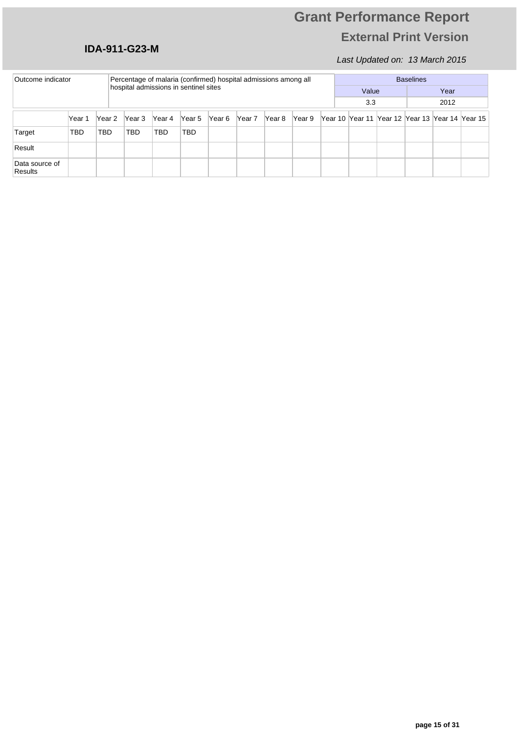| Outcome indicator | Percentage of malaria (confirmed) hospital admissions among all hospital admissions in sentinel sites | Baselines | |
|---|---|---|---|
| | | Value | Year |
| | | 3.3 | 2012 |

| | Year 1 | Year 2 | Year 3 | Year 4 | Year 5 | Year 6 | Year 7 | Year 8 | Year 9 | Year 10 | Year 11 | Year 12 | Year 13 | Year 14 | Year 15 |
|---|---|---|---|---|---|---|---|---|---|---|---|---|---|---|---|
| Target | TBD | TBD | TBD | TBD | TBD | | | | | | | | | | |
| Result | | | | | | | | | | | | | | | |
| Data source of Results | | | | | | | | | | | | | | | |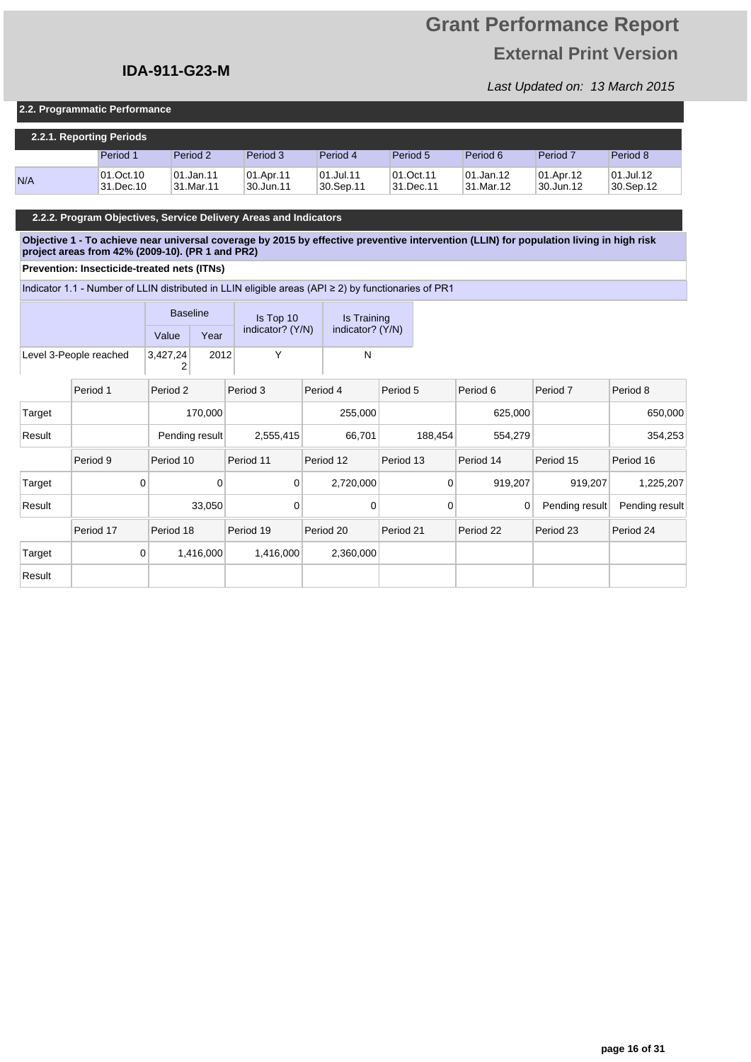# Grant Performance Report

## External Print Version

**IDA-911-G23-M**

*Last Updated on: 13 March 2015*

### 2.2. Programmatic Performance

#### 2.2.1. Reporting Periods

| | Period 1 | Period 2 | Period 3 | Period 4 | Period 5 | Period 6 | Period 7 | Period 8 |
|---|---|---|---|---|---|---|---|---|
| N/A | 01.Oct.10 31.Dec.10 | 01.Jan.11 31.Mar.11 | 01.Apr.11 30.Jun.11 | 01.Jul.11 30.Sep.11 | 01.Oct.11 31.Dec.11 | 01.Jan.12 31.Mar.12 | 01.Apr.12 30.Jun.12 | 01.Jul.12 30.Sep.12 |

#### 2.2.2. Program Objectives, Service Delivery Areas and Indicators

**Objective 1 - To achieve near universal coverage by 2015 by effective preventive intervention (LLIN) for population living in high risk project areas from 42% (2009-10). (PR 1 and PR2)**

**Prevention: Insecticide-treated nets (ITNs)**

Indicator 1.1 - Number of LLIN distributed in LLIN eligible areas (API ≥ 2) by functionaries of PR1

| | Baseline | | Is Top 10 indicator? (Y/N) | Is Training indicator? (Y/N) |
|---|---|---|---|---|
| | Value | Year | | |
| Level 3-People reached | 3,427,242 | 2012 | Y | N |

| | Period 1 | Period 2 | Period 3 | Period 4 | Period 5 | Period 6 | Period 7 | Period 8 |
|---|---|---|---|---|---|---|---|---|
| Target | | 170,000 | | 255,000 | | 625,000 | | 650,000 |
| Result | | Pending result | 2,555,415 | 66,701 | 188,454 | 554,279 | | 354,253 |

| | Period 9 | Period 10 | Period 11 | Period 12 | Period 13 | Period 14 | Period 15 | Period 16 |
|---|---|---|---|---|---|---|---|---|
| Target | 0 | 0 | 0 | 2,720,000 | 0 | 919,207 | 919,207 | 1,225,207 |
| Result | | 33,050 | 0 | 0 | 0 | 0 | Pending result | Pending result |

| | Period 17 | Period 18 | Period 19 | Period 20 | Period 21 | Period 22 | Period 23 | Period 24 |
|---|---|---|---|---|---|---|---|---|
| Target | 0 | 1,416,000 | 1,416,000 | 2,360,000 | | | | |
| Result | | | | | | | | |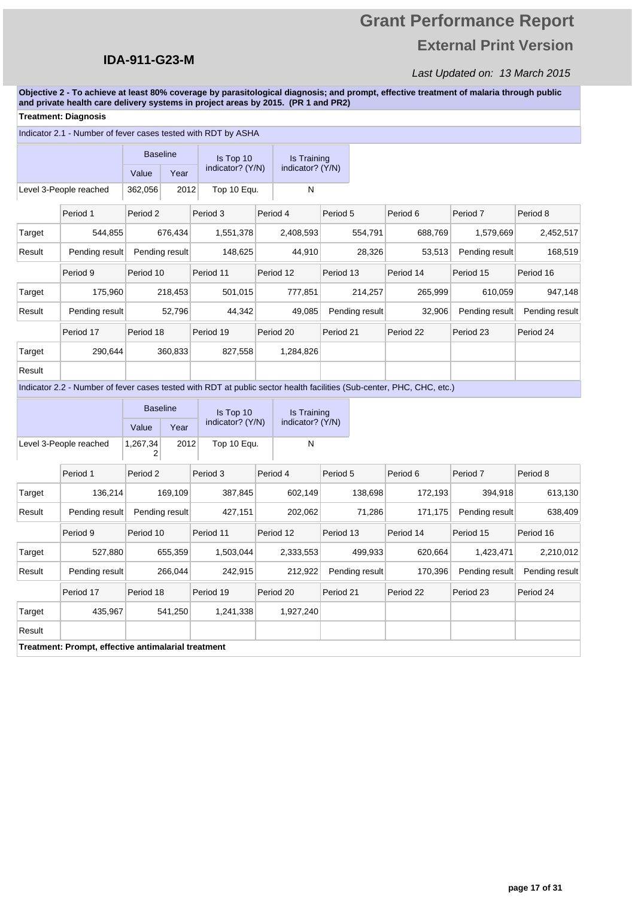**Objective 2 - To achieve at least 80% coverage by parasitological diagnosis; and prompt, effective treatment of malaria through public and private health care delivery systems in project areas by 2015. (PR 1 and PR2)**

**Treatment: Diagnosis**

Indicator 2.1 - Number of fever cases tested with RDT by ASHA

| | Baseline | | Is Top 10 indicator? (Y/N) | Is Training indicator? (Y/N) |
|---|---|---|---|---|
| | Value | Year | | |
| Level 3-People reached | 362,056 | 2012 | Top 10 Equ. | N |

| | Period 1 | Period 2 | Period 3 | Period 4 | Period 5 | Period 6 | Period 7 | Period 8 |
|---|---|---|---|---|---|---|---|---|
| Target | 544,855 | 676,434 | 1,551,378 | 2,408,593 | 554,791 | 688,769 | 1,579,669 | 2,452,517 |
| Result | Pending result | Pending result | 148,625 | 44,910 | 28,326 | 53,513 | Pending result | 168,519 |
| | Period 9 | Period 10 | Period 11 | Period 12 | Period 13 | Period 14 | Period 15 | Period 16 |
| Target | 175,960 | 218,453 | 501,015 | 777,851 | 214,257 | 265,999 | 610,059 | 947,148 |
| Result | Pending result | 52,796 | 44,342 | 49,085 | Pending result | 32,906 | Pending result | Pending result |
| | Period 17 | Period 18 | Period 19 | Period 20 | Period 21 | Period 22 | Period 23 | Period 24 |
| Target | 290,644 | 360,833 | 827,558 | 1,284,826 | | | | |
| Result | | | | | | | | |

Indicator 2.2 - Number of fever cases tested with RDT at public sector health facilities (Sub-center, PHC, CHC, etc.)

| | Baseline | | Is Top 10 indicator? (Y/N) | Is Training indicator? (Y/N) |
|---|---|---|---|---|
| | Value | Year | | |
| Level 3-People reached | 1,267,342 | 2012 | Top 10 Equ. | N |

| | Period 1 | Period 2 | Period 3 | Period 4 | Period 5 | Period 6 | Period 7 | Period 8 |
|---|---|---|---|---|---|---|---|---|
| Target | 136,214 | 169,109 | 387,845 | 602,149 | 138,698 | 172,193 | 394,918 | 613,130 |
| Result | Pending result | Pending result | 427,151 | 202,062 | 71,286 | 171,175 | Pending result | 638,409 |
| | Period 9 | Period 10 | Period 11 | Period 12 | Period 13 | Period 14 | Period 15 | Period 16 |
| Target | 527,880 | 655,359 | 1,503,044 | 2,333,553 | 499,933 | 620,664 | 1,423,471 | 2,210,012 |
| Result | Pending result | 266,044 | 242,915 | 212,922 | Pending result | 170,396 | Pending result | Pending result |
| | Period 17 | Period 18 | Period 19 | Period 20 | Period 21 | Period 22 | Period 23 | Period 24 |
| Target | 435,967 | 541,250 | 1,241,338 | 1,927,240 | | | | |
| Result | | | | | | | | |

**Treatment: Prompt, effective antimalarial treatment**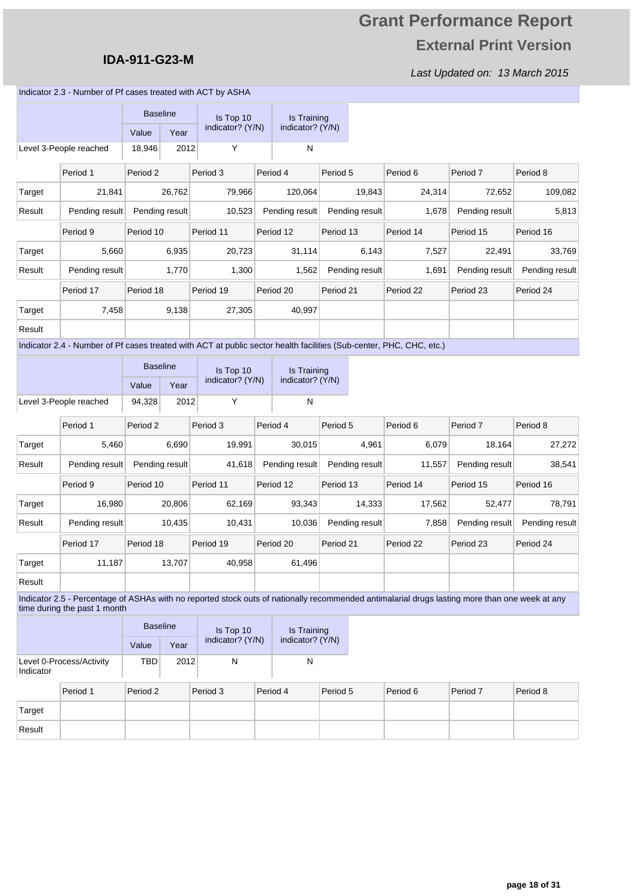**IDA-911-G23-M**

# Grant Performance Report

## External Print Version

*Last Updated on: 13 March 2015*

Indicator 2.3 - Number of Pf cases treated with ACT by ASHA

| | Baseline | | Is Top 10 indicator? (Y/N) | Is Training indicator? (Y/N) |
|---|---|---|---|---|
| | Value | Year | | |
| Level 3-People reached | 18,946 | 2012 | Y | N |

| | Period 1 | Period 2 | Period 3 | Period 4 | Period 5 | Period 6 | Period 7 | Period 8 |
|---|---|---|---|---|---|---|---|---|
| Target | 21,841 | 26,762 | 79,966 | 120,064 | 19,843 | 24,314 | 72,652 | 109,082 |
| Result | Pending result | Pending result | 10,523 | Pending result | Pending result | 1,678 | Pending result | 5,813 |
| | Period 9 | Period 10 | Period 11 | Period 12 | Period 13 | Period 14 | Period 15 | Period 16 |
| Target | 5,660 | 6,935 | 20,723 | 31,114 | 6,143 | 7,527 | 22,491 | 33,769 |
| Result | Pending result | 1,770 | 1,300 | 1,562 | Pending result | 1,691 | Pending result | Pending result |
| | Period 17 | Period 18 | Period 19 | Period 20 | Period 21 | Period 22 | Period 23 | Period 24 |
| Target | 7,458 | 9,138 | 27,305 | 40,997 | | | | |
| Result | | | | | | | | |

Indicator 2.4 - Number of Pf cases treated with ACT at public sector health facilities (Sub-center, PHC, CHC, etc.)

| | Baseline | | Is Top 10 indicator? (Y/N) | Is Training indicator? (Y/N) |
|---|---|---|---|---|
| | Value | Year | | |
| Level 3-People reached | 94,328 | 2012 | Y | N |

| | Period 1 | Period 2 | Period 3 | Period 4 | Period 5 | Period 6 | Period 7 | Period 8 |
|---|---|---|---|---|---|---|---|---|
| Target | 5,460 | 6,690 | 19,991 | 30,015 | 4,961 | 6,079 | 18,164 | 27,272 |
| Result | Pending result | Pending result | 41,618 | Pending result | Pending result | 11,557 | Pending result | 38,541 |
| | Period 9 | Period 10 | Period 11 | Period 12 | Period 13 | Period 14 | Period 15 | Period 16 |
| Target | 16,980 | 20,806 | 62,169 | 93,343 | 14,333 | 17,562 | 52,477 | 78,791 |
| Result | Pending result | 10,435 | 10,431 | 10,036 | Pending result | 7,858 | Pending result | Pending result |
| | Period 17 | Period 18 | Period 19 | Period 20 | Period 21 | Period 22 | Period 23 | Period 24 |
| Target | 11,187 | 13,707 | 40,958 | 61,496 | | | | |
| Result | | | | | | | | |

Indicator 2.5 - Percentage of ASHAs with no reported stock outs of nationally recommended antimalarial drugs lasting more than one week at any time during the past 1 month

| | Baseline | | Is Top 10 indicator? (Y/N) | Is Training indicator? (Y/N) |
|---|---|---|---|---|
| | Value | Year | | |
| Level 0-Process/Activity Indicator | TBD | 2012 | N | N |

| | Period 1 | Period 2 | Period 3 | Period 4 | Period 5 | Period 6 | Period 7 | Period 8 |
|---|---|---|---|---|---|---|---|---|
| Target | | | | | | | | |
| Result | | | | | | | | |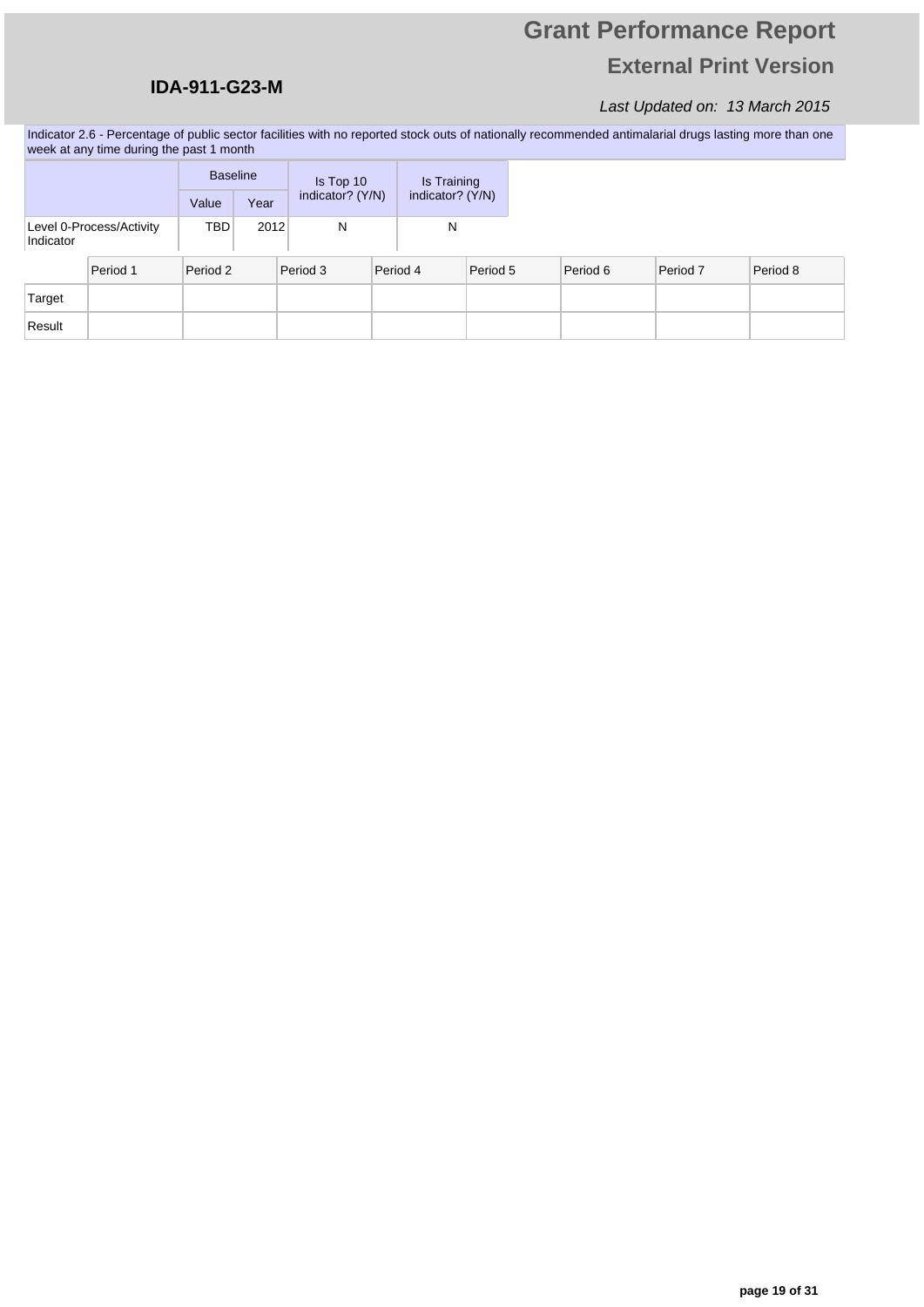Indicator 2.6 - Percentage of public sector facilities with no reported stock outs of nationally recommended antimalarial drugs lasting more than one week at any time during the past 1 month

| | Baseline | | Is Top 10 indicator? (Y/N) | Is Training indicator? (Y/N) |
|---|---|---|---|---|
| | Value | Year | | |
| Level 0-Process/Activity Indicator | TBD | 2012 | N | N |

| | Period 1 | Period 2 | Period 3 | Period 4 | Period 5 | Period 6 | Period 7 | Period 8 |
|---|---|---|---|---|---|---|---|---|
| Target | | | | | | | | |
| Result | | | | | | | | |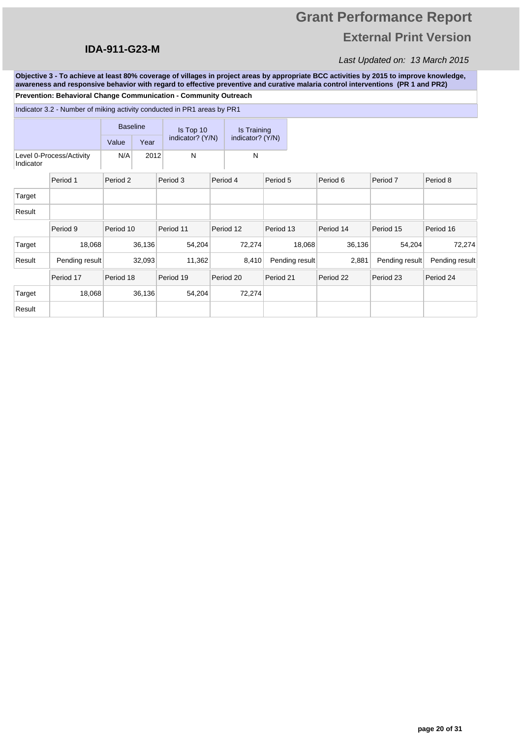**Objective 3 - To achieve at least 80% coverage of villages in project areas by appropriate BCC activities by 2015 to improve knowledge, awareness and responsive behavior with regard to effective preventive and curative malaria control interventions (PR 1 and PR2)**

**Prevention: Behavioral Change Communication - Community Outreach**

Indicator 3.2 - Number of miking activity conducted in PR1 areas by PR1

| | Baseline | | Is Top 10 indicator? (Y/N) | Is Training indicator? (Y/N) |
|---|---|---|---|---|
| | Value | Year | | |
| Level 0-Process/Activity Indicator | N/A | 2012 | N | N |

| | Period 1 | Period 2 | Period 3 | Period 4 | Period 5 | Period 6 | Period 7 | Period 8 |
|---|---|---|---|---|---|---|---|---|
| Target | | | | | | | | |
| Result | | | | | | | | |
| | **Period 9** | **Period 10** | **Period 11** | **Period 12** | **Period 13** | **Period 14** | **Period 15** | **Period 16** |
| Target | 18,068 | 36,136 | 54,204 | 72,274 | 18,068 | 36,136 | 54,204 | 72,274 |
| Result | Pending result | 32,093 | 11,362 | 8,410 | Pending result | 2,881 | Pending result | Pending result |
| | **Period 17** | **Period 18** | **Period 19** | **Period 20** | **Period 21** | **Period 22** | **Period 23** | **Period 24** |
| Target | 18,068 | 36,136 | 54,204 | 72,274 | | | | |
| Result | | | | | | | | |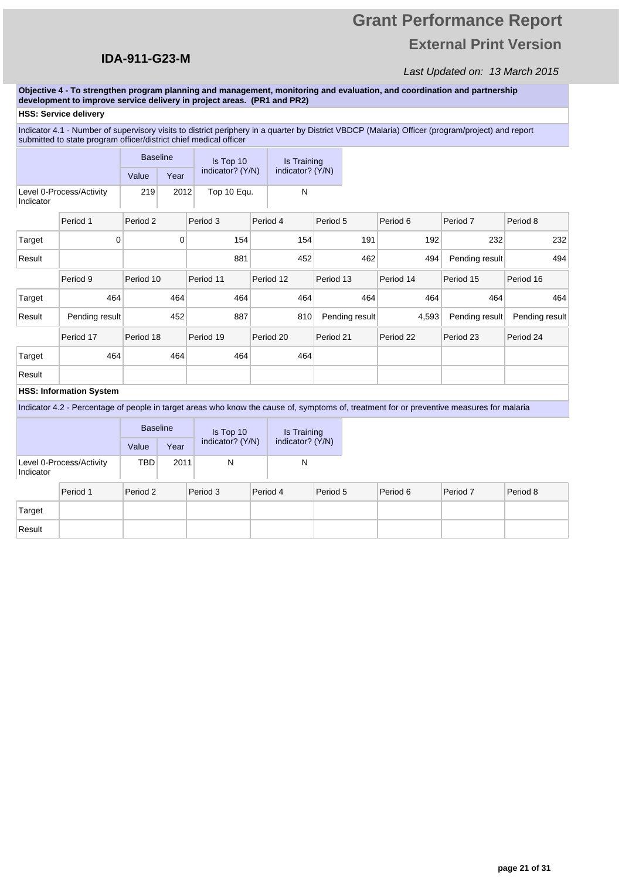**Objective 4 - To strengthen program planning and management, monitoring and evaluation, and coordination and partnership development to improve service delivery in project areas. (PR1 and PR2)**

**HSS: Service delivery**

Indicator 4.1 - Number of supervisory visits to district periphery in a quarter by District VBDCP (Malaria) Officer (program/project) and report submitted to state program officer/district chief medical officer

| | Baseline | | Is Top 10 indicator? (Y/N) | Is Training indicator? (Y/N) |
|---|---|---|---|---|
| | Value | Year | | |
| Level 0-Process/Activity Indicator | 219 | 2012 | Top 10 Equ. | N |

| | Period 1 | Period 2 | Period 3 | Period 4 | Period 5 | Period 6 | Period 7 | Period 8 |
|---|---|---|---|---|---|---|---|---|
| Target | 0 | 0 | 154 | 154 | 191 | 192 | 232 | 232 |
| Result | | | 881 | 452 | 462 | 494 | Pending result | 494 |
| | **Period 9** | **Period 10** | **Period 11** | **Period 12** | **Period 13** | **Period 14** | **Period 15** | **Period 16** |
| Target | 464 | 464 | 464 | 464 | 464 | 464 | 464 | 464 |
| Result | Pending result | 452 | 887 | 810 | Pending result | 4,593 | Pending result | Pending result |
| | **Period 17** | **Period 18** | **Period 19** | **Period 20** | **Period 21** | **Period 22** | **Period 23** | **Period 24** |
| Target | 464 | 464 | 464 | 464 | | | | |
| Result | | | | | | | | |

**HSS: Information System**

Indicator 4.2 - Percentage of people in target areas who know the cause of, symptoms of, treatment for or preventive measures for malaria

| | Baseline | | Is Top 10 indicator? (Y/N) | Is Training indicator? (Y/N) |
|---|---|---|---|---|
| | Value | Year | | |
| Level 0-Process/Activity Indicator | TBD | 2011 | N | N |

| | Period 1 | Period 2 | Period 3 | Period 4 | Period 5 | Period 6 | Period 7 | Period 8 |
|---|---|---|---|---|---|---|---|---|
| Target | | | | | | | | |
| Result | | | | | | | | |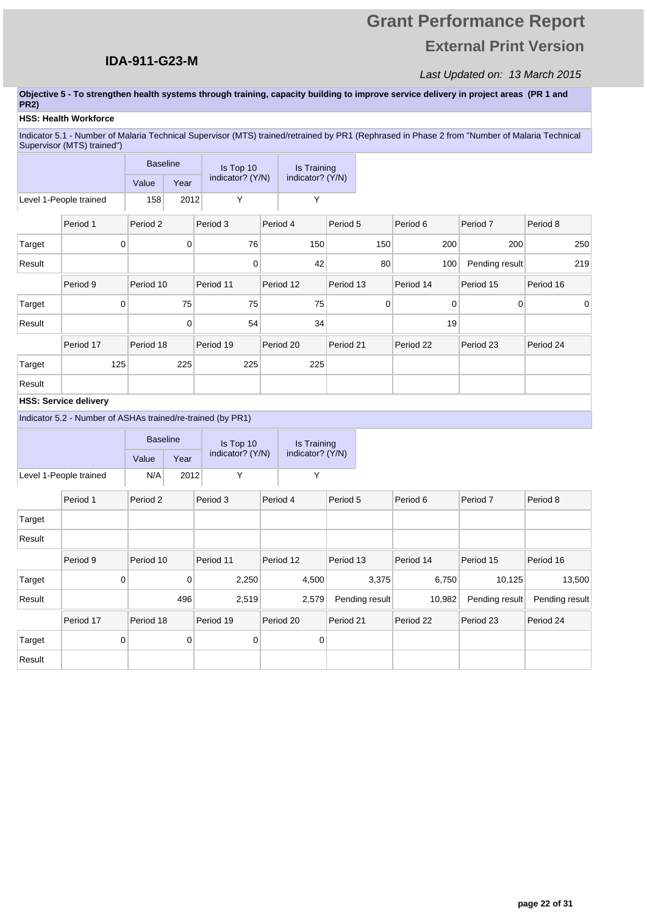**Objective 5 - To strengthen health systems through training, capacity building to improve service delivery in project areas (PR 1 and PR2)**

**HSS: Health Workforce**

Indicator 5.1 - Number of Malaria Technical Supervisor (MTS) trained/retrained by PR1 (Rephrased in Phase 2 from "Number of Malaria Technical Supervisor (MTS) trained")

| | Baseline | | Is Top 10 indicator? (Y/N) | Is Training indicator? (Y/N) |
|---|---|---|---|---|
| | Value | Year | | |
| Level 1-People trained | 158 | 2012 | Y | Y |

| | Period 1 | Period 2 | Period 3 | Period 4 | Period 5 | Period 6 | Period 7 | Period 8 |
|---|---|---|---|---|---|---|---|---|
| Target | 0 | 0 | 76 | 150 | 150 | 200 | 200 | 250 |
| Result | | | 0 | 42 | 80 | 100 | Pending result | 219 |
| | **Period 9** | **Period 10** | **Period 11** | **Period 12** | **Period 13** | **Period 14** | **Period 15** | **Period 16** |
| Target | 0 | 75 | 75 | 75 | 0 | 0 | 0 | 0 |
| Result | | 0 | 54 | 34 | | 19 | | |
| | **Period 17** | **Period 18** | **Period 19** | **Period 20** | **Period 21** | **Period 22** | **Period 23** | **Period 24** |
| Target | 125 | 225 | 225 | 225 | | | | |
| Result | | | | | | | | |

**HSS: Service delivery**

Indicator 5.2 - Number of ASHAs trained/re-trained (by PR1)

| | Baseline | | Is Top 10 indicator? (Y/N) | Is Training indicator? (Y/N) |
|---|---|---|---|---|
| | Value | Year | | |
| Level 1-People trained | N/A | 2012 | Y | Y |

| | Period 1 | Period 2 | Period 3 | Period 4 | Period 5 | Period 6 | Period 7 | Period 8 |
|---|---|---|---|---|---|---|---|---|
| Target | | | | | | | | |
| Result | | | | | | | | |
| | **Period 9** | **Period 10** | **Period 11** | **Period 12** | **Period 13** | **Period 14** | **Period 15** | **Period 16** |
| Target | 0 | 0 | 2,250 | 4,500 | 3,375 | 6,750 | 10,125 | 13,500 |
| Result | | 496 | 2,519 | 2,579 | Pending result | 10,982 | Pending result | Pending result |
| | **Period 17** | **Period 18** | **Period 19** | **Period 20** | **Period 21** | **Period 22** | **Period 23** | **Period 24** |
| Target | 0 | 0 | 0 | 0 | | | | |
| Result | | | | | | | | |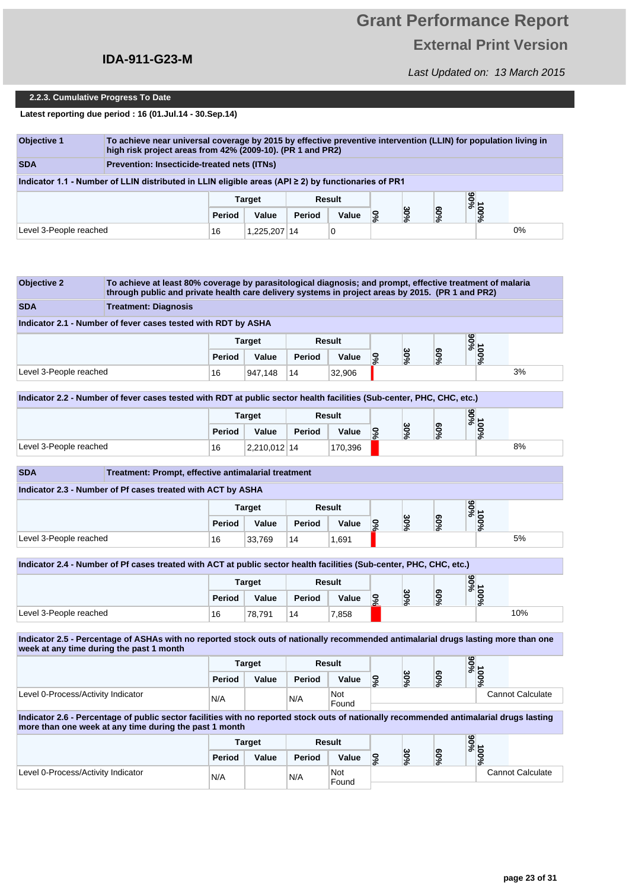## 2.2.3. Cumulative Progress To Date

**Latest reporting due period : 16 (01.Jul.14 - 30.Sep.14)**

| **Objective 1** | **To achieve near universal coverage by 2015 by effective preventive intervention (LLIN) for population living in high risk project areas from 42% (2009-10). (PR 1 and PR2)** |
|---|---|
| **SDA** | **Prevention: Insecticide-treated nets (ITNs)** |

**Indicator 1.1 - Number of LLIN distributed in LLIN eligible areas (API ≥ 2) by functionaries of PR1**

| | Target | | Result | | 0% 30% 60% 90% 100% | |
|---|---|---|---|---|---|---|
| | Period | Value | Period | Value | | |
| Level 3-People reached | 16 | 1,225,207 | 14 | 0 | | 0% |

| **Objective 2** | **To achieve at least 80% coverage by parasitological diagnosis; and prompt, effective treatment of malaria through public and private health care delivery systems in project areas by 2015. (PR 1 and PR2)** |
|---|---|
| **SDA** | **Treatment: Diagnosis** |

**Indicator 2.1 - Number of fever cases tested with RDT by ASHA**

| | Target | | Result | | 0% 30% 60% 90% 100% | |
|---|---|---|---|---|---|---|
| | Period | Value | Period | Value | | |
| Level 3-People reached | 16 | 947,148 | 14 | 32,906 | | 3% |

**Indicator 2.2 - Number of fever cases tested with RDT at public sector health facilities (Sub-center, PHC, CHC, etc.)**

| | Target | | Result | | 0% 30% 60% 90% 100% | |
|---|---|---|---|---|---|---|
| | Period | Value | Period | Value | | |
| Level 3-People reached | 16 | 2,210,012 | 14 | 170,396 | | 8% |

| **SDA** | **Treatment: Prompt, effective antimalarial treatment** |
|---|---|

**Indicator 2.3 - Number of Pf cases treated with ACT by ASHA**

| | Target | | Result | | 0% 30% 60% 90% 100% | |
|---|---|---|---|---|---|---|
| | Period | Value | Period | Value | | |
| Level 3-People reached | 16 | 33,769 | 14 | 1,691 | | 5% |

**Indicator 2.4 - Number of Pf cases treated with ACT at public sector health facilities (Sub-center, PHC, CHC, etc.)**

| | Target | | Result | | 0% 30% 60% 90% 100% | |
|---|---|---|---|---|---|---|
| | Period | Value | Period | Value | | |
| Level 3-People reached | 16 | 78,791 | 14 | 7,858 | | 10% |

**Indicator 2.5 - Percentage of ASHAs with no reported stock outs of nationally recommended antimalarial drugs lasting more than one week at any time during the past 1 month**

| | Target | | Result | | 0% 30% 60% 90% 100% | |
|---|---|---|---|---|---|---|
| | Period | Value | Period | Value | | |
| Level 0-Process/Activity Indicator | N/A | | N/A | Not Found | | Cannot Calculate |

**Indicator 2.6 - Percentage of public sector facilities with no reported stock outs of nationally recommended antimalarial drugs lasting more than one week at any time during the past 1 month**

| | Target | | Result | | 0% 30% 60% 90% 100% | |
|---|---|---|---|---|---|---|
| | Period | Value | Period | Value | | |
| Level 0-Process/Activity Indicator | N/A | | N/A | Not Found | | Cannot Calculate |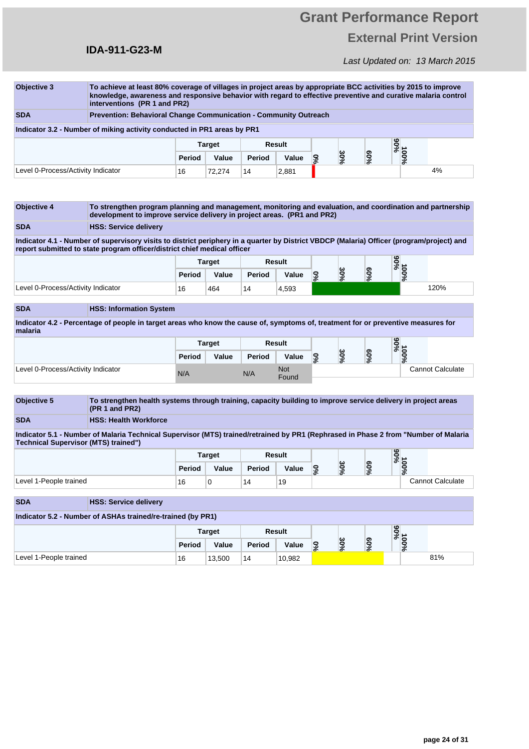## IDA-911-G23-M

# Grant Performance Report

## External Print Version

*Last Updated on: 13 March 2015*

| Objective 3 | To achieve at least 80% coverage of villages in project areas by appropriate BCC activities by 2015 to improve knowledge, awareness and responsive behavior with regard to effective preventive and curative malaria control interventions (PR 1 and PR2) |
|---|---|
| **SDA** | **Prevention: Behavioral Change Communication - Community Outreach** |

**Indicator 3.2 - Number of miking activity conducted in PR1 areas by PR1**

| | Target | | Result | | 0% 30% 60% 90% 100% | |
|---|---|---|---|---|---|---|
| | Period | Value | Period | Value | | |
| Level 0-Process/Activity Indicator | 16 | 72,274 | 14 | 2,881 | | 4% |

| Objective 4 | To strengthen program planning and management, monitoring and evaluation, and coordination and partnership development to improve service delivery in project areas. (PR1 and PR2) |
|---|---|
| **SDA** | **HSS: Service delivery** |

**Indicator 4.1 - Number of supervisory visits to district periphery in a quarter by District VBDCP (Malaria) Officer (program/project) and report submitted to state program officer/district chief medical officer**

| | Target | | Result | | 0% 30% 60% 90% 100% | |
|---|---|---|---|---|---|---|
| | Period | Value | Period | Value | | |
| Level 0-Process/Activity Indicator | 16 | 464 | 14 | 4,593 | | 120% |

| SDA | HSS: Information System |
|---|---|

**Indicator 4.2 - Percentage of people in target areas who know the cause of, symptoms of, treatment for or preventive measures for malaria**

| | Target | | Result | | 0% 30% 60% 90% 100% | |
|---|---|---|---|---|---|---|
| | Period | Value | Period | Value | | |
| Level 0-Process/Activity Indicator | N/A | | N/A | Not Found | | Cannot Calculate |

| Objective 5 | To strengthen health systems through training, capacity building to improve service delivery in project areas (PR 1 and PR2) |
|---|---|
| **SDA** | **HSS: Health Workforce** |

**Indicator 5.1 - Number of Malaria Technical Supervisor (MTS) trained/retrained by PR1 (Rephrased in Phase 2 from "Number of Malaria Technical Supervisor (MTS) trained")**

| | Target | | Result | | 0% 30% 60% 90% 100% | |
|---|---|---|---|---|---|---|
| | Period | Value | Period | Value | | |
| Level 1-People trained | 16 | 0 | 14 | 19 | | Cannot Calculate |

| SDA | HSS: Service delivery |
|---|---|

**Indicator 5.2 - Number of ASHAs trained/re-trained (by PR1)**

| | Target | | Result | | 0% 30% 60% 90% 100% | |
|---|---|---|---|---|---|---|
| | Period | Value | Period | Value | | |
| Level 1-People trained | 16 | 13,500 | 14 | 10,982 | | 81% |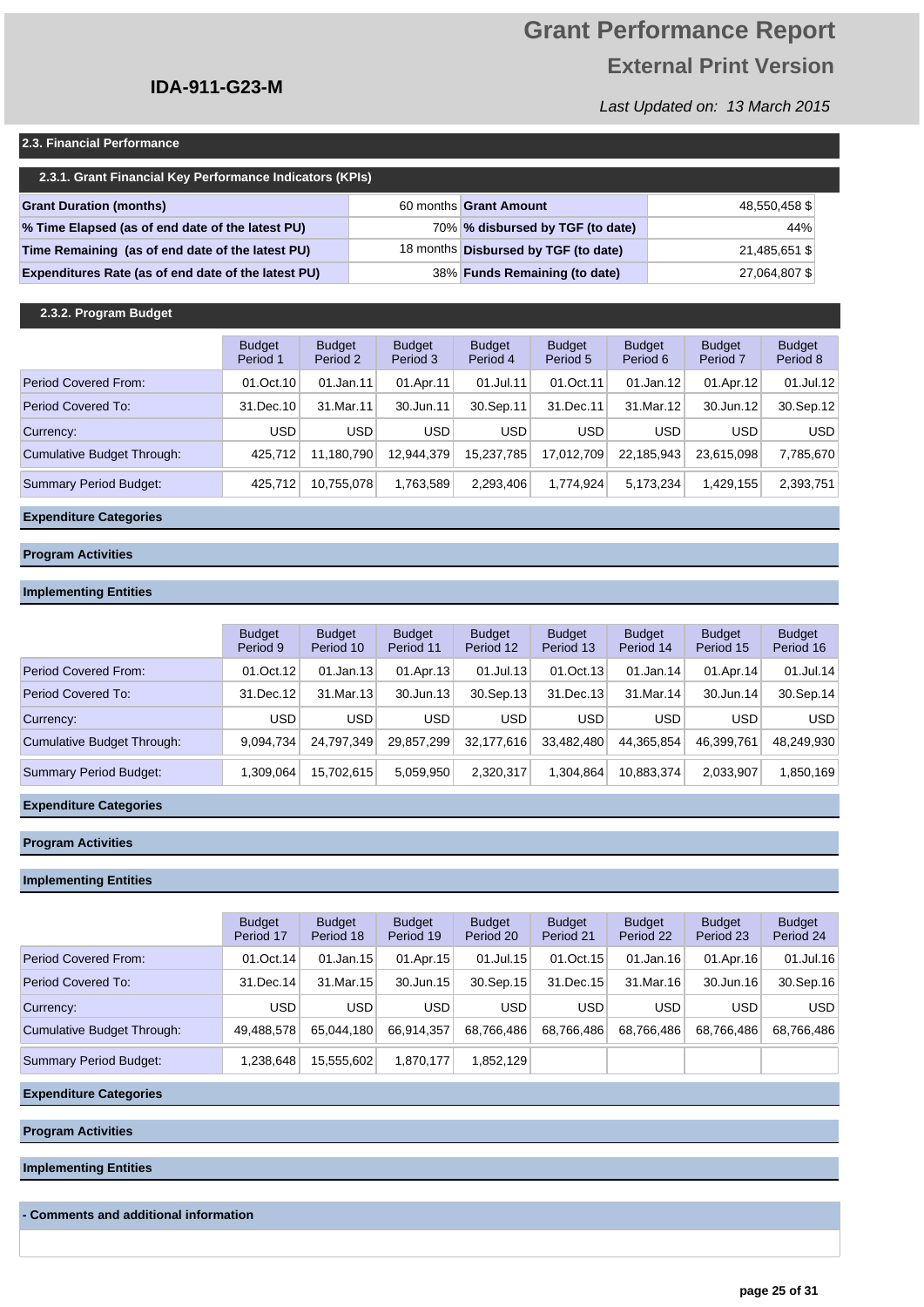# Grant Performance Report

## External Print Version

**IDA-911-G23-M**

*Last Updated on: 13 March 2015*

### 2.3. Financial Performance

#### 2.3.1. Grant Financial Key Performance Indicators (KPIs)

| | | | |
|---|---|---|---|
| **Grant Duration (months)** | 60 months | **Grant Amount** | 48,550,458 $ |
| **% Time Elapsed (as of end date of the latest PU)** | 70% | **% disbursed by TGF (to date)** | 44% |
| **Time Remaining (as of end date of the latest PU)** | 18 months | **Disbursed by TGF (to date)** | 21,485,651 $ |
| **Expenditures Rate (as of end date of the latest PU)** | 38% | **Funds Remaining (to date)** | 27,064,807 $ |

#### 2.3.2. Program Budget

| | Budget Period 1 | Budget Period 2 | Budget Period 3 | Budget Period 4 | Budget Period 5 | Budget Period 6 | Budget Period 7 | Budget Period 8 |
|---|---|---|---|---|---|---|---|---|
| Period Covered From: | 01.Oct.10 | 01.Jan.11 | 01.Apr.11 | 01.Jul.11 | 01.Oct.11 | 01.Jan.12 | 01.Apr.12 | 01.Jul.12 |
| Period Covered To: | 31.Dec.10 | 31.Mar.11 | 30.Jun.11 | 30.Sep.11 | 31.Dec.11 | 31.Mar.12 | 30.Jun.12 | 30.Sep.12 |
| Currency: | USD | USD | USD | USD | USD | USD | USD | USD |
| Cumulative Budget Through: | 425,712 | 11,180,790 | 12,944,379 | 15,237,785 | 17,012,709 | 22,185,943 | 23,615,098 | 7,785,670 |
| Summary Period Budget: | 425,712 | 10,755,078 | 1,763,589 | 2,293,406 | 1,774,924 | 5,173,234 | 1,429,155 | 2,393,751 |

**Expenditure Categories**

**Program Activities**

**Implementing Entities**

| | Budget Period 9 | Budget Period 10 | Budget Period 11 | Budget Period 12 | Budget Period 13 | Budget Period 14 | Budget Period 15 | Budget Period 16 |
|---|---|---|---|---|---|---|---|---|
| Period Covered From: | 01.Oct.12 | 01.Jan.13 | 01.Apr.13 | 01.Jul.13 | 01.Oct.13 | 01.Jan.14 | 01.Apr.14 | 01.Jul.14 |
| Period Covered To: | 31.Dec.12 | 31.Mar.13 | 30.Jun.13 | 30.Sep.13 | 31.Dec.13 | 31.Mar.14 | 30.Jun.14 | 30.Sep.14 |
| Currency: | USD | USD | USD | USD | USD | USD | USD | USD |
| Cumulative Budget Through: | 9,094,734 | 24,797,349 | 29,857,299 | 32,177,616 | 33,482,480 | 44,365,854 | 46,399,761 | 48,249,930 |
| Summary Period Budget: | 1,309,064 | 15,702,615 | 5,059,950 | 2,320,317 | 1,304,864 | 10,883,374 | 2,033,907 | 1,850,169 |

**Expenditure Categories**

**Program Activities**

**Implementing Entities**

| | Budget Period 17 | Budget Period 18 | Budget Period 19 | Budget Period 20 | Budget Period 21 | Budget Period 22 | Budget Period 23 | Budget Period 24 |
|---|---|---|---|---|---|---|---|---|
| Period Covered From: | 01.Oct.14 | 01.Jan.15 | 01.Apr.15 | 01.Jul.15 | 01.Oct.15 | 01.Jan.16 | 01.Apr.16 | 01.Jul.16 |
| Period Covered To: | 31.Dec.14 | 31.Mar.15 | 30.Jun.15 | 30.Sep.15 | 31.Dec.15 | 31.Mar.16 | 30.Jun.16 | 30.Sep.16 |
| Currency: | USD | USD | USD | USD | USD | USD | USD | USD |
| Cumulative Budget Through: | 49,488,578 | 65,044,180 | 66,914,357 | 68,766,486 | 68,766,486 | 68,766,486 | 68,766,486 | 68,766,486 |
| Summary Period Budget: | 1,238,648 | 15,555,602 | 1,870,177 | 1,852,129 | | | | |

**Expenditure Categories**

**Program Activities**

**Implementing Entities**

**- Comments and additional information**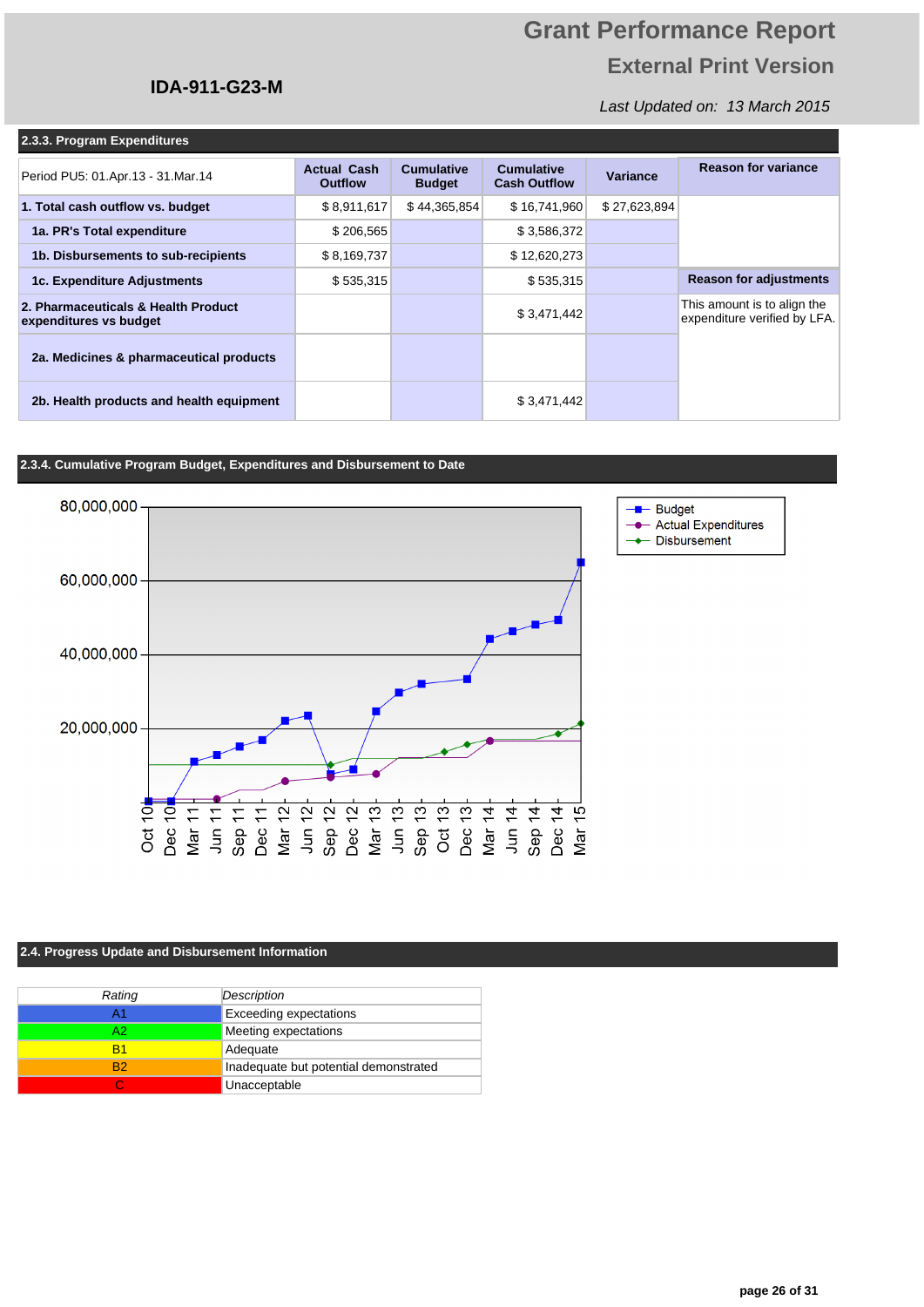**IDA-911-G23-M**

# Grant Performance Report

## External Print Version

*Last Updated on: 13 March 2015*

### 2.3.3. Program Expenditures

| Period PU5: 01.Apr.13 - 31.Mar.14 | Actual Cash Outflow | Cumulative Budget | Cumulative Cash Outflow | Variance | Reason for variance |
|---|---|---|---|---|---|
| **1. Total cash outflow vs. budget** | $ 8,911,617 | $ 44,365,854 | $ 16,741,960 | $ 27,623,894 | |
| **1a. PR's Total expenditure** | $ 206,565 | | $ 3,586,372 | | |
| **1b. Disbursements to sub-recipients** | $ 8,169,737 | | $ 12,620,273 | | |
| **1c. Expenditure Adjustments** | $ 535,315 | | $ 535,315 | | **Reason for adjustments** |
| **2. Pharmaceuticals & Health Product expenditures vs budget** | | | $ 3,471,442 | | This amount is to align the expenditure verified by LFA. |
| **2a. Medicines & pharmaceutical products** | | | | | |
| **2b. Health products and health equipment** | | | $ 3,471,442 | | |

### 2.3.4. Cumulative Program Budget, Expenditures and Disbursement to Date

### 2.4. Progress Update and Disbursement Information

| Rating | Description |
|---|---|
| A1 | Exceeding expectations |
| A2 | Meeting expectations |
| B1 | Adequate |
| B2 | Inadequate but potential demonstrated |
| C | Unacceptable |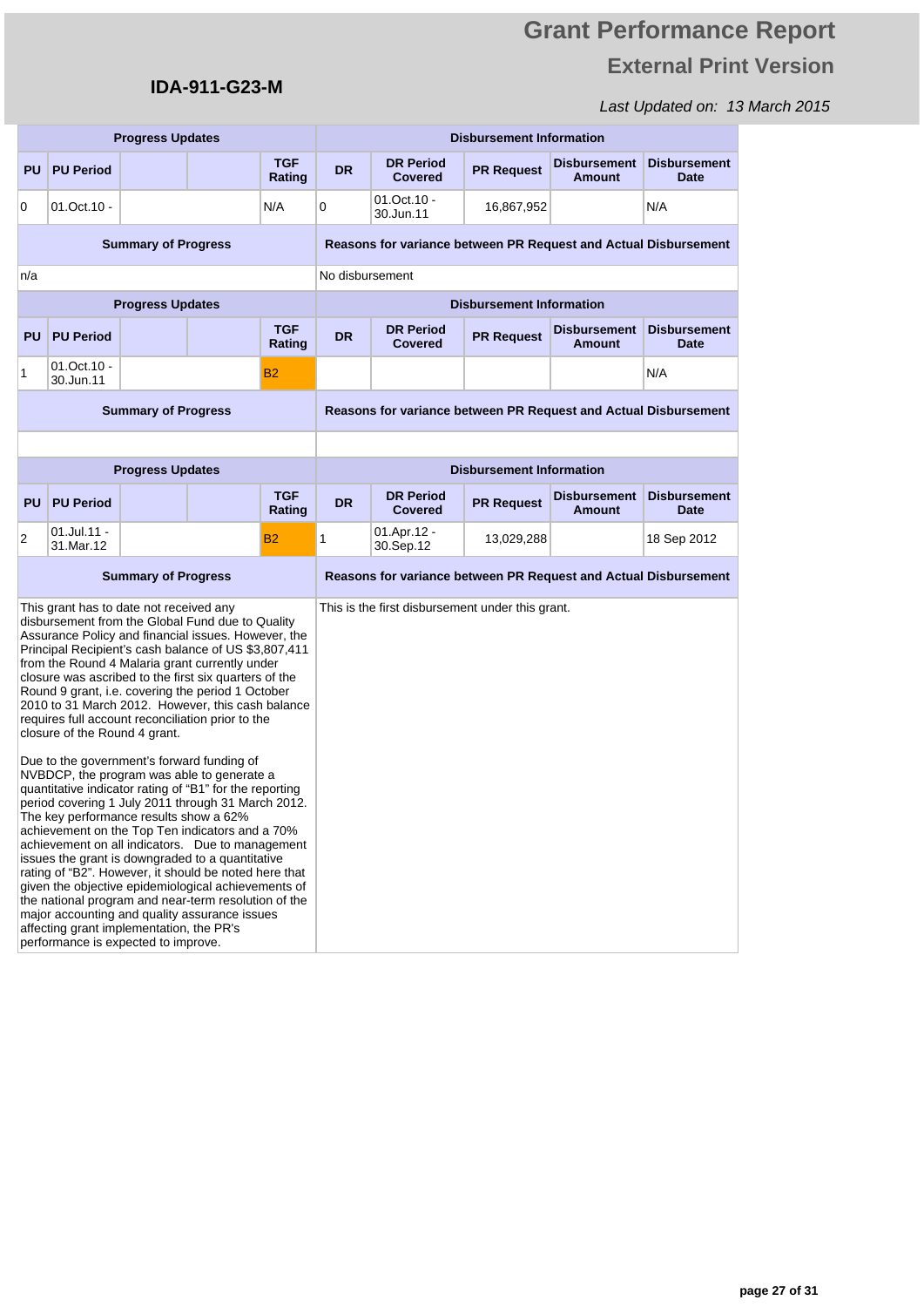# Grant Performance Report

## External Print Version

**IDA-911-G23-M**

*Last Updated on: 13 March 2015*

| Progress Updates | | | | | Disbursement Information | | | | |
|---|---|---|---|---|---|---|---|---|---|
| **PU** | **PU Period** | | | **TGF Rating** | **DR** | **DR Period Covered** | **PR Request** | **Disbursement Amount** | **Disbursement Date** |
| 0 | 01.Oct.10 - | | | N/A | 0 | 01.Oct.10 - 30.Jun.11 | 16,867,952 | | N/A |
| **Summary of Progress** | | | | | **Reasons for variance between PR Request and Actual Disbursement** | | | | |
| n/a | | | | | No disbursement | | | | |

| Progress Updates | | | | | Disbursement Information | | | | |
|---|---|---|---|---|---|---|---|---|---|
| **PU** | **PU Period** | | | **TGF Rating** | **DR** | **DR Period Covered** | **PR Request** | **Disbursement Amount** | **Disbursement Date** |
| 1 | 01.Oct.10 - 30.Jun.11 | | | B2 | | | | | N/A |
| **Summary of Progress** | | | | | **Reasons for variance between PR Request and Actual Disbursement** | | | | |
| | | | | | | | | | |

| Progress Updates | | | | | Disbursement Information | | | | |
|---|---|---|---|---|---|---|---|---|---|
| **PU** | **PU Period** | | | **TGF Rating** | **DR** | **DR Period Covered** | **PR Request** | **Disbursement Amount** | **Disbursement Date** |
| 2 | 01.Jul.11 - 31.Mar.12 | | | B2 | 1 | 01.Apr.12 - 30.Sep.12 | 13,029,288 | | 18 Sep 2012 |
| **Summary of Progress** | | | | | **Reasons for variance between PR Request and Actual Disbursement** | | | | |

**Summary of Progress:**

This grant has to date not received any disbursement from the Global Fund due to Quality Assurance Policy and financial issues. However, the Principal Recipient's cash balance of US $3,807,411 from the Round 4 Malaria grant currently under closure was ascribed to the first six quarters of the Round 9 grant, i.e. covering the period 1 October 2010 to 31 March 2012. However, this cash balance requires full account reconciliation prior to the closure of the Round 4 grant.

Due to the government's forward funding of NVBDCP, the program was able to generate a quantitative indicator rating of "B1" for the reporting period covering 1 July 2011 through 31 March 2012. The key performance results show a 62% achievement on the Top Ten indicators and a 70% achievement on all indicators. Due to management issues the grant is downgraded to a quantitative rating of "B2". However, it should be noted here that given the objective epidemiological achievements of the national program and near-term resolution of the major accounting and quality assurance issues affecting grant implementation, the PR's performance is expected to improve.

**Reasons for variance between PR Request and Actual Disbursement:**

This is the first disbursement under this grant.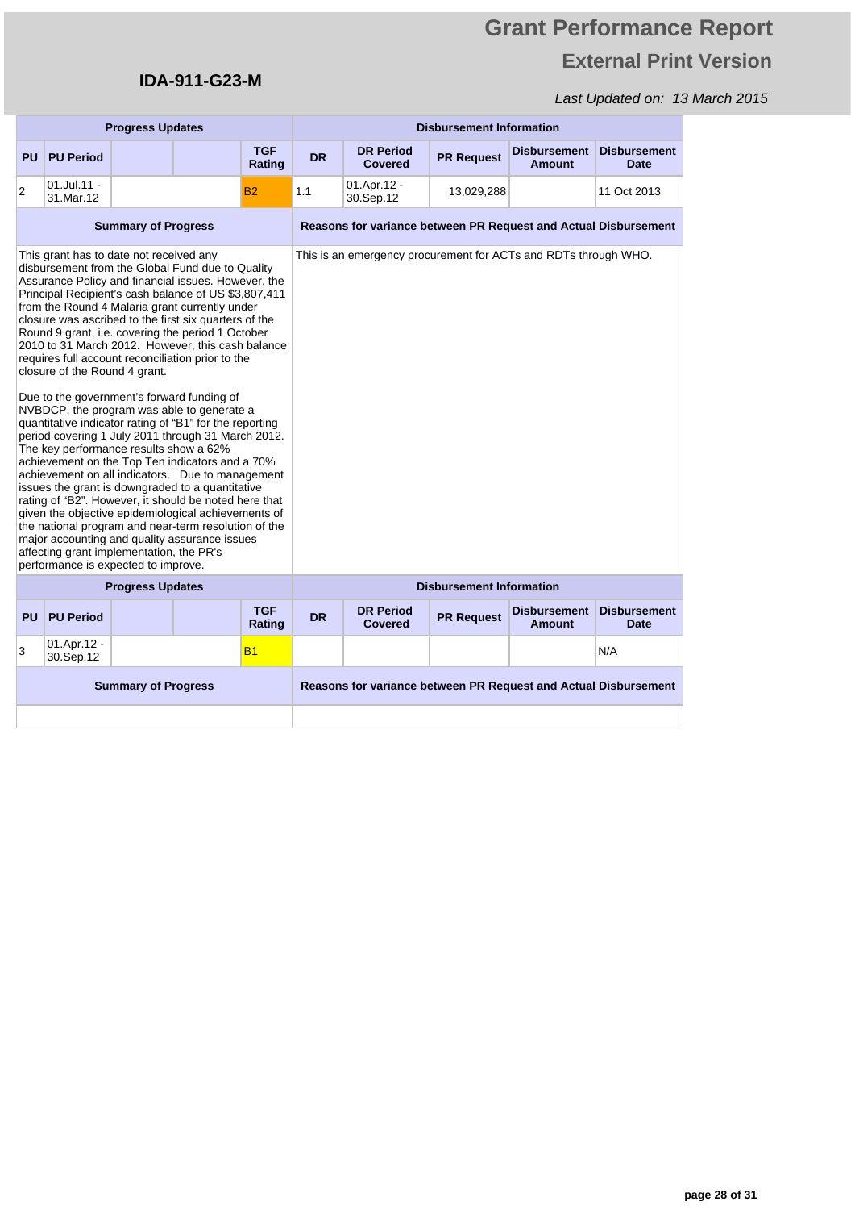# Grant Performance Report

## External Print Version

**IDA-911-G23-M**

*Last Updated on: 13 March 2015*

| Progress Updates | | | | | Disbursement Information | | | | |
|---|---|---|---|---|---|---|---|---|---|
| **PU** | **PU Period** | | | **TGF Rating** | **DR** | **DR Period Covered** | **PR Request** | **Disbursement Amount** | **Disbursement Date** |
| 2 | 01.Jul.11 - 31.Mar.12 | | | B2 | 1.1 | 01.Apr.12 - 30.Sep.12 | 13,029,288 | | 11 Oct 2013 |

| Summary of Progress | Reasons for variance between PR Request and Actual Disbursement |
|---|---|
| This grant has to date not received any disbursement from the Global Fund due to Quality Assurance Policy and financial issues. However, the Principal Recipient's cash balance of US $3,807,411 from the Round 4 Malaria grant currently under closure was ascribed to the first six quarters of the Round 9 grant, i.e. covering the period 1 October 2010 to 31 March 2012. However, this cash balance requires full account reconciliation prior to the closure of the Round 4 grant.<br><br>Due to the government's forward funding of NVBDCP, the program was able to generate a quantitative indicator rating of "B1" for the reporting period covering 1 July 2011 through 31 March 2012. The key performance results show a 62% achievement on the Top Ten indicators and a 70% achievement on all indicators. Due to management issues the grant is downgraded to a quantitative rating of "B2". However, it should be noted here that given the objective epidemiological achievements of the national program and near-term resolution of the major accounting and quality assurance issues affecting grant implementation, the PR's performance is expected to improve. | This is an emergency procurement for ACTs and RDTs through WHO. |

| Progress Updates | | | | | Disbursement Information | | | | |
|---|---|---|---|---|---|---|---|---|---|
| **PU** | **PU Period** | | | **TGF Rating** | **DR** | **DR Period Covered** | **PR Request** | **Disbursement Amount** | **Disbursement Date** |
| 3 | 01.Apr.12 - 30.Sep.12 | | | B1 | | | | | N/A |

| Summary of Progress | Reasons for variance between PR Request and Actual Disbursement |
|---|---|
| | |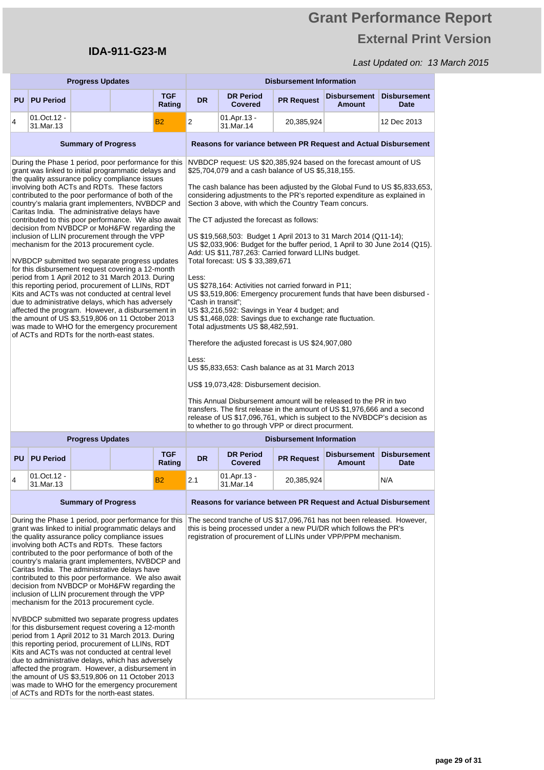# Grant Performance Report

## External Print Version

**IDA-911-G23-M**

*Last Updated on: 13 March 2015*

| Progress Updates | | | | | Disbursement Information | | | | |
|---|---|---|---|---|---|---|---|---|---|
| **PU** | **PU Period** | | | **TGF Rating** | **DR** | **DR Period Covered** | **PR Request** | **Disbursement Amount** | **Disbursement Date** |
| 4 | 01.Oct.12 - 31.Mar.13 | | | B2 | 2 | 01.Apr.13 - 31.Mar.14 | 20,385,924 | | 12 Dec 2013 |

**Summary of Progress**

During the Phase 1 period, poor performance for this grant was linked to initial programmatic delays and the quality assurance policy compliance issues involving both ACTs and RDTs. These factors contributed to the poor performance of both of the country's malaria grant implementers, NVBDCP and Caritas India. The administrative delays have contributed to this poor performance. We also await decision from NVBDCP or MoH&FW regarding the inclusion of LLIN procurement through the VPP mechanism for the 2013 procurement cycle.

NVBDCP submitted two separate progress updates for this disbursement request covering a 12-month period from 1 April 2012 to 31 March 2013. During this reporting period, procurement of LLINs, RDT Kits and ACTs was not conducted at central level due to administrative delays, which has adversely affected the program. However, a disbursement in the amount of US $3,519,806 on 11 October 2013 was made to WHO for the emergency procurement of ACTs and RDTs for the north-east states.

**Reasons for variance between PR Request and Actual Disbursement**

NVBDCP request: US $20,385,924 based on the forecast amount of US $25,704,079 and a cash balance of US $5,318,155.

The cash balance has been adjusted by the Global Fund to US $5,833,653, considering adjustments to the PR's reported expenditure as explained in Section 3 above, with which the Country Team concurs.

The CT adjusted the forecast as follows:

US $19,568,503: Budget 1 April 2013 to 31 March 2014 (Q11-14);
US $2,033,906: Budget for the buffer period, 1 April to 30 June 2o14 (Q15).
Add: US $11,787,263: Carried forward LLINs budget.
Total forecast: US $ 33,389,671

Less:
US $278,164: Activities not carried forward in P11;
US $3,519,806: Emergency procurement funds that have been disbursed - "Cash in transit";
US $3,216,592: Savings in Year 4 budget; and
US $1,468,028: Savings due to exchange rate fluctuation.
Total adjustments US $8,482,591.

Therefore the adjusted forecast is US $24,907,080

Less:
US $5,833,653: Cash balance as at 31 March 2013

US$ 19,073,428: Disbursement decision.

This Annual Disbursement amount will be released to the PR in two transfers. The first release in the amount of US $1,976,666 and a second release of US $17,096,761, which is subject to the NVBDCP's decision as to whether to go through VPP or direct procurement.

| Progress Updates | | | | | Disbursement Information | | | | |
|---|---|---|---|---|---|---|---|---|---|
| **PU** | **PU Period** | | | **TGF Rating** | **DR** | **DR Period Covered** | **PR Request** | **Disbursement Amount** | **Disbursement Date** |
| 4 | 01.Oct.12 - 31.Mar.13 | | | B2 | 2.1 | 01.Apr.13 - 31.Mar.14 | 20,385,924 | | N/A |

**Summary of Progress**

During the Phase 1 period, poor performance for this grant was linked to initial programmatic delays and the quality assurance policy compliance issues involving both ACTs and RDTs. These factors contributed to the poor performance of both of the country's malaria grant implementers, NVBDCP and Caritas India. The administrative delays have contributed to this poor performance. We also await decision from NVBDCP or MoH&FW regarding the inclusion of LLIN procurement through the VPP mechanism for the 2013 procurement cycle.

NVBDCP submitted two separate progress updates for this disbursement request covering a 12-month period from 1 April 2012 to 31 March 2013. During this reporting period, procurement of LLINs, RDT Kits and ACTs was not conducted at central level due to administrative delays, which has adversely affected the program. However, a disbursement in the amount of US $3,519,806 on 11 October 2013 was made to WHO for the emergency procurement of ACTs and RDTs for the north-east states.

**Reasons for variance between PR Request and Actual Disbursement**

The second tranche of US $17,096,761 has not been released. However, this is being processed under a new PU/DR which follows the PR's registration of procurement of LLINs under VPP/PPM mechanism.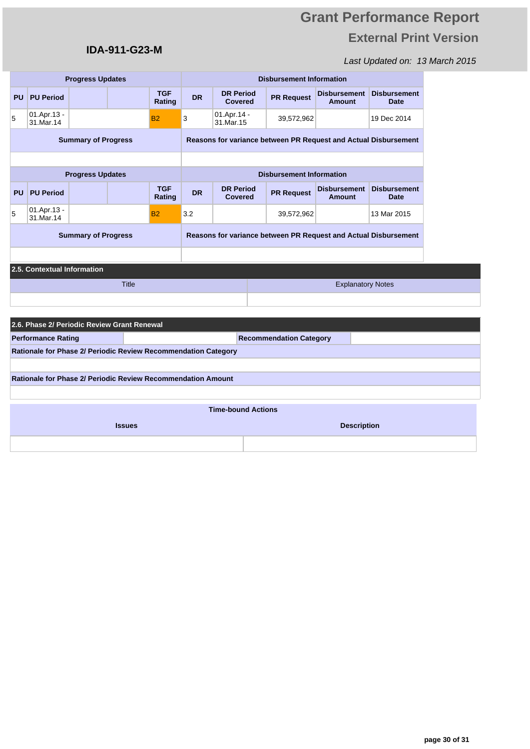# Grant Performance Report

## External Print Version

**IDA-911-G23-M**

*Last Updated on: 13 March 2015*

| Progress Updates | | | | | Disbursement Information | | | | | |
|---|---|---|---|---|---|---|---|---|---|---|
| **PU** | **PU Period** | | | **TGF Rating** | **DR** | **DR Period Covered** | **PR Request** | **Disbursement Amount** | **Disbursement Date** |
| 5 | 01.Apr.13 - 31.Mar.14 | | | B2 | 3 | 01.Apr.14 - 31.Mar.15 | 39,572,962 | | 19 Dec 2014 |
| **Summary of Progress** | | | | | **Reasons for variance between PR Request and Actual Disbursement** | | | | |
| | | | | | | | | | |

| Progress Updates | | | | | Disbursement Information | | | | |
|---|---|---|---|---|---|---|---|---|---|
| **PU** | **PU Period** | | | **TGF Rating** | **DR** | **DR Period Covered** | **PR Request** | **Disbursement Amount** | **Disbursement Date** |
| 5 | 01.Apr.13 - 31.Mar.14 | | | B2 | 3.2 | | 39,572,962 | | 13 Mar 2015 |
| **Summary of Progress** | | | | | **Reasons for variance between PR Request and Actual Disbursement** | | | | |
| | | | | | | | | | |

### 2.5. Contextual Information

| Title | Explanatory Notes |
|---|---|
| | |

### 2.6. Phase 2/ Periodic Review Grant Renewal

| **Performance Rating** | | **Recommendation Category** | |
|---|---|---|---|

**Rationale for Phase 2/ Periodic Review Recommendation Category**

**Rationale for Phase 2/ Periodic Review Recommendation Amount**

| Time-bound Actions | |
|---|---|
| **Issues** | **Description** |
| | |